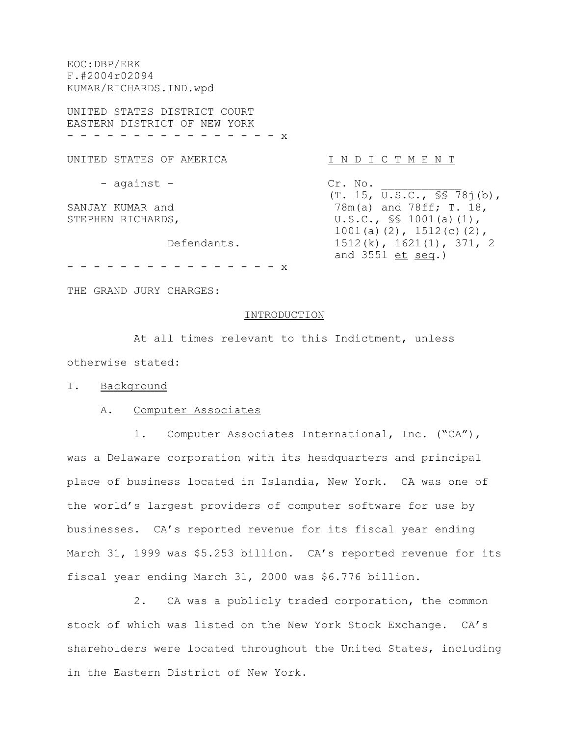EOC:DBP/ERK
F.#2004r02094
KUMAR/RICHARDS.IND.wpd

UNITED STATES DISTRICT COURT
EASTERN DISTRICT OF NEW YORK

\- - - - - - - - - - - - - - - - - x

| | |
|---|---|
| UNITED STATES OF AMERICA | I N D I C T M E N T |
| - against - | Cr. No. ____________ |
| SANJAY KUMAR and STEPHEN RICHARDS, | (T. 15, U.S.C., §§ 78j(b), 78m(a) and 78ff; T. 18, U.S.C., §§ 1001(a)(1), 1001(a)(2), 1512(c)(2), 1512(k), 1621(1), 371, 2 and 3551 *et seq.*) |
| Defendants. | |

\- - - - - - - - - - - - - - - - - x

THE GRAND JURY CHARGES:

## INTRODUCTION

At all times relevant to this Indictment, unless otherwise stated:

### I. Background

#### A. Computer Associates

1. Computer Associates International, Inc. ("CA"), was a Delaware corporation with its headquarters and principal place of business located in Islandia, New York. CA was one of the world's largest providers of computer software for use by businesses. CA's reported revenue for its fiscal year ending March 31, 1999 was $5.253 billion. CA's reported revenue for its fiscal year ending March 31, 2000 was $6.776 billion.

2. CA was a publicly traded corporation, the common stock of which was listed on the New York Stock Exchange. CA's shareholders were located throughout the United States, including in the Eastern District of New York.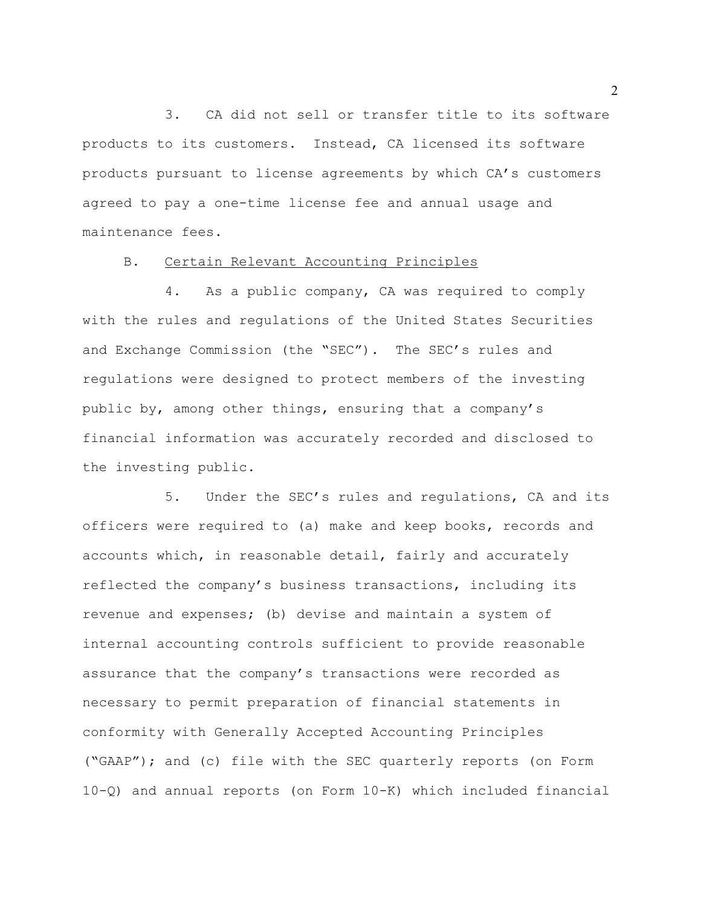3. CA did not sell or transfer title to its software products to its customers. Instead, CA licensed its software products pursuant to license agreements by which CA's customers agreed to pay a one-time license fee and annual usage and maintenance fees.

B. Certain Relevant Accounting Principles

4. As a public company, CA was required to comply with the rules and regulations of the United States Securities and Exchange Commission (the "SEC"). The SEC's rules and regulations were designed to protect members of the investing public by, among other things, ensuring that a company's financial information was accurately recorded and disclosed to the investing public.

5. Under the SEC's rules and regulations, CA and its officers were required to (a) make and keep books, records and accounts which, in reasonable detail, fairly and accurately reflected the company's business transactions, including its revenue and expenses; (b) devise and maintain a system of internal accounting controls sufficient to provide reasonable assurance that the company's transactions were recorded as necessary to permit preparation of financial statements in conformity with Generally Accepted Accounting Principles ("GAAP"); and (c) file with the SEC quarterly reports (on Form 10-Q) and annual reports (on Form 10-K) which included financial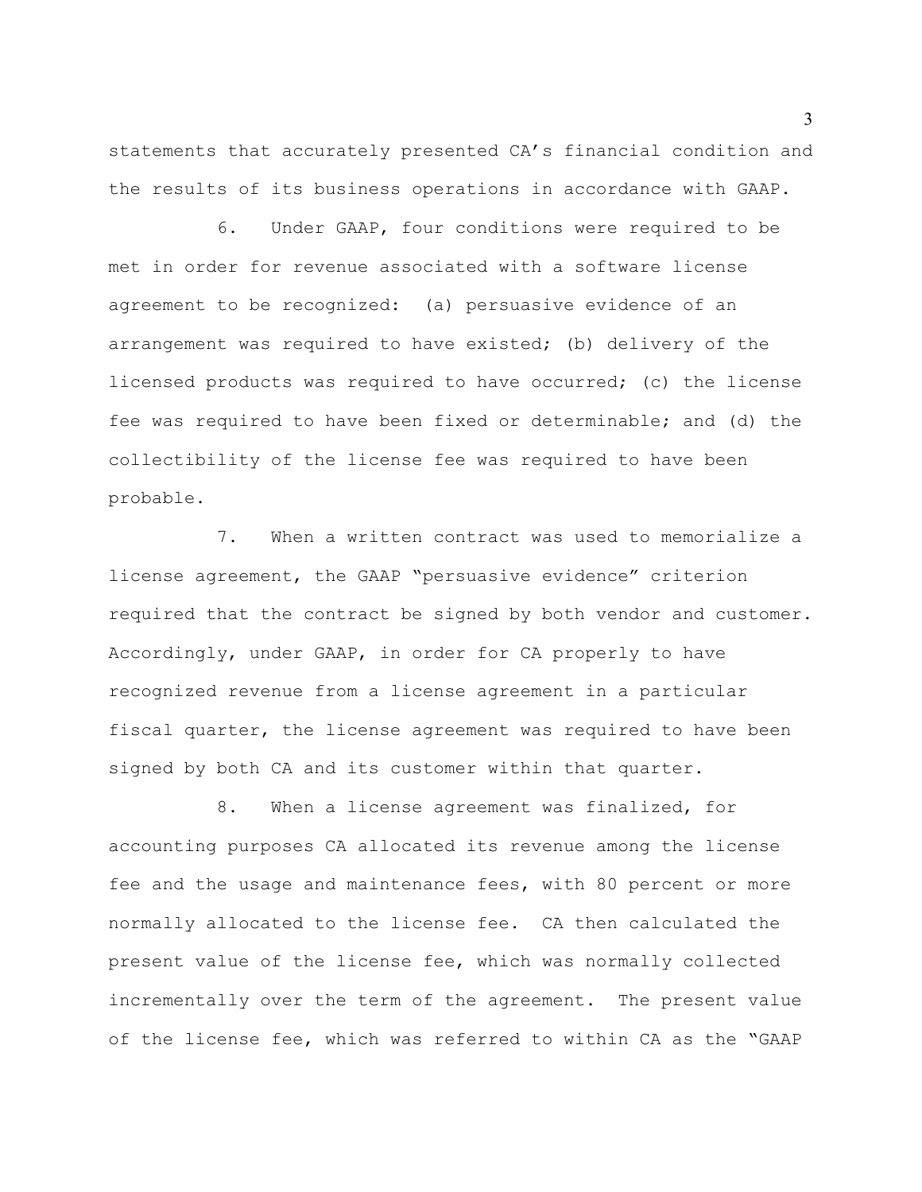statements that accurately presented CA's financial condition and the results of its business operations in accordance with GAAP.

6. Under GAAP, four conditions were required to be met in order for revenue associated with a software license agreement to be recognized: (a) persuasive evidence of an arrangement was required to have existed; (b) delivery of the licensed products was required to have occurred; (c) the license fee was required to have been fixed or determinable; and (d) the collectibility of the license fee was required to have been probable.

7. When a written contract was used to memorialize a license agreement, the GAAP "persuasive evidence" criterion required that the contract be signed by both vendor and customer. Accordingly, under GAAP, in order for CA properly to have recognized revenue from a license agreement in a particular fiscal quarter, the license agreement was required to have been signed by both CA and its customer within that quarter.

8. When a license agreement was finalized, for accounting purposes CA allocated its revenue among the license fee and the usage and maintenance fees, with 80 percent or more normally allocated to the license fee. CA then calculated the present value of the license fee, which was normally collected incrementally over the term of the agreement. The present value of the license fee, which was referred to within CA as the "GAAP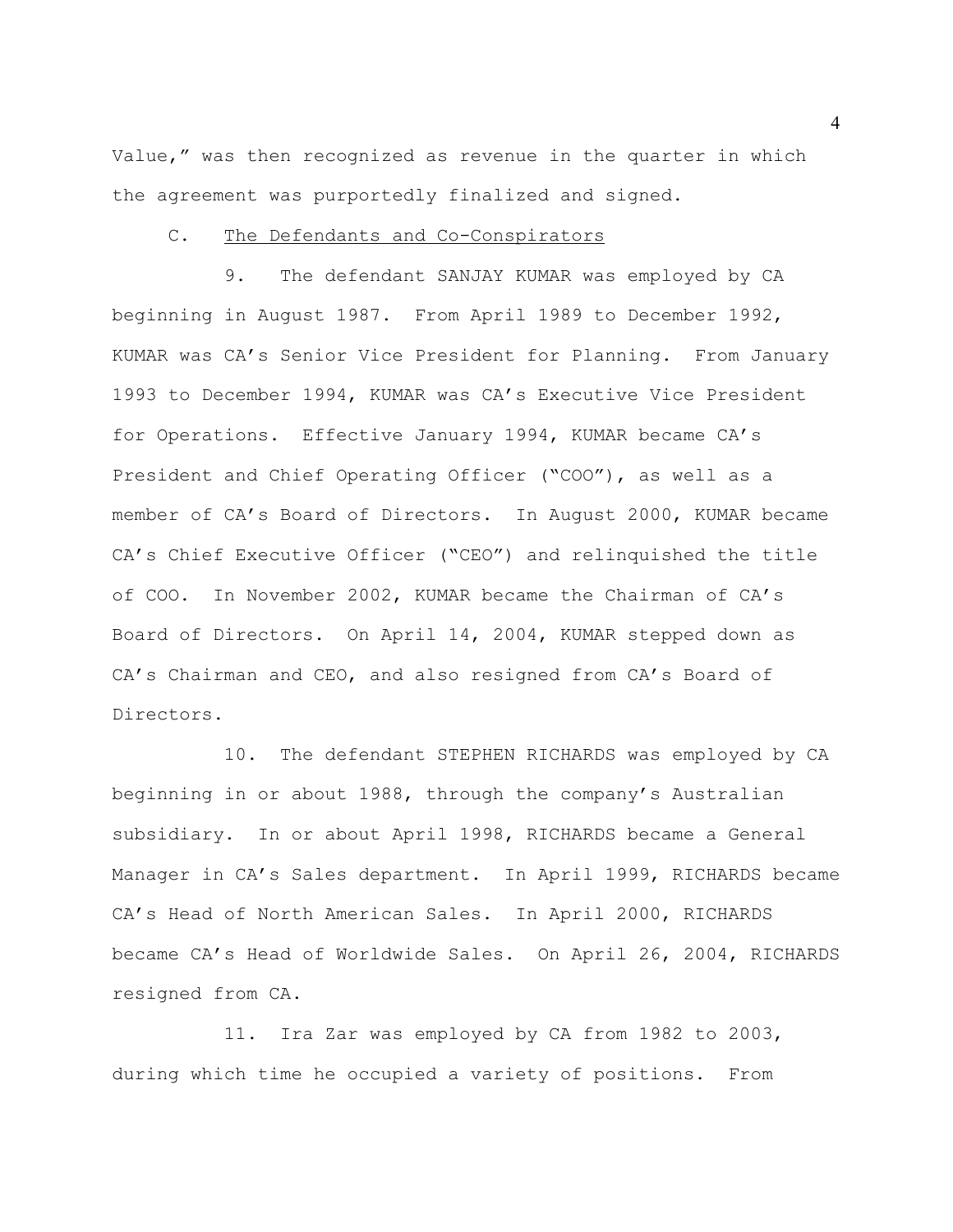Value," was then recognized as revenue in the quarter in which the agreement was purportedly finalized and signed.

C. The Defendants and Co-Conspirators

9. The defendant SANJAY KUMAR was employed by CA beginning in August 1987. From April 1989 to December 1992, KUMAR was CA's Senior Vice President for Planning. From January 1993 to December 1994, KUMAR was CA's Executive Vice President for Operations. Effective January 1994, KUMAR became CA's President and Chief Operating Officer ("COO"), as well as a member of CA's Board of Directors. In August 2000, KUMAR became CA's Chief Executive Officer ("CEO") and relinquished the title of COO. In November 2002, KUMAR became the Chairman of CA's Board of Directors. On April 14, 2004, KUMAR stepped down as CA's Chairman and CEO, and also resigned from CA's Board of Directors.

10. The defendant STEPHEN RICHARDS was employed by CA beginning in or about 1988, through the company's Australian subsidiary. In or about April 1998, RICHARDS became a General Manager in CA's Sales department. In April 1999, RICHARDS became CA's Head of North American Sales. In April 2000, RICHARDS became CA's Head of Worldwide Sales. On April 26, 2004, RICHARDS resigned from CA.

11. Ira Zar was employed by CA from 1982 to 2003, during which time he occupied a variety of positions. From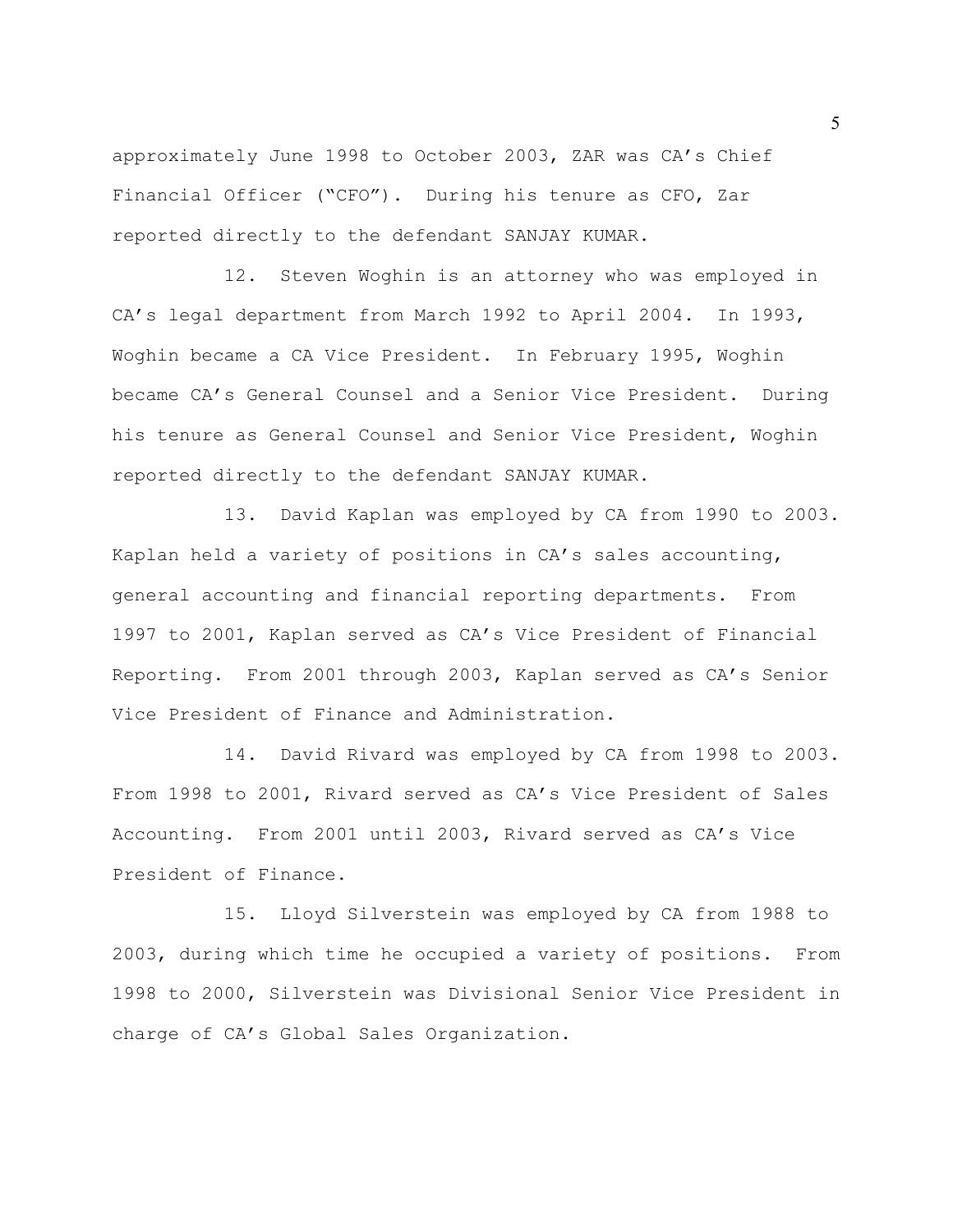approximately June 1998 to October 2003, ZAR was CA's Chief Financial Officer ("CFO"). During his tenure as CFO, Zar reported directly to the defendant SANJAY KUMAR.

12. Steven Woghin is an attorney who was employed in CA's legal department from March 1992 to April 2004. In 1993, Woghin became a CA Vice President. In February 1995, Woghin became CA's General Counsel and a Senior Vice President. During his tenure as General Counsel and Senior Vice President, Woghin reported directly to the defendant SANJAY KUMAR.

13. David Kaplan was employed by CA from 1990 to 2003. Kaplan held a variety of positions in CA's sales accounting, general accounting and financial reporting departments. From 1997 to 2001, Kaplan served as CA's Vice President of Financial Reporting. From 2001 through 2003, Kaplan served as CA's Senior Vice President of Finance and Administration.

14. David Rivard was employed by CA from 1998 to 2003. From 1998 to 2001, Rivard served as CA's Vice President of Sales Accounting. From 2001 until 2003, Rivard served as CA's Vice President of Finance.

15. Lloyd Silverstein was employed by CA from 1988 to 2003, during which time he occupied a variety of positions. From 1998 to 2000, Silverstein was Divisional Senior Vice President in charge of CA's Global Sales Organization.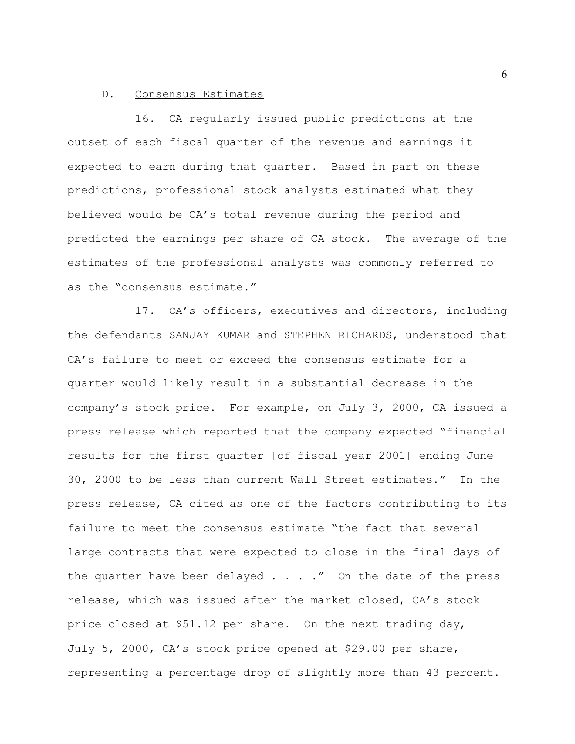D. Consensus Estimates

16. CA regularly issued public predictions at the outset of each fiscal quarter of the revenue and earnings it expected to earn during that quarter. Based in part on these predictions, professional stock analysts estimated what they believed would be CA's total revenue during the period and predicted the earnings per share of CA stock. The average of the estimates of the professional analysts was commonly referred to as the "consensus estimate."

17. CA's officers, executives and directors, including the defendants SANJAY KUMAR and STEPHEN RICHARDS, understood that CA's failure to meet or exceed the consensus estimate for a quarter would likely result in a substantial decrease in the company's stock price. For example, on July 3, 2000, CA issued a press release which reported that the company expected "financial results for the first quarter [of fiscal year 2001] ending June 30, 2000 to be less than current Wall Street estimates." In the press release, CA cited as one of the factors contributing to its failure to meet the consensus estimate "the fact that several large contracts that were expected to close in the final days of the quarter have been delayed . . . ." On the date of the press release, which was issued after the market closed, CA's stock price closed at $51.12 per share. On the next trading day, July 5, 2000, CA's stock price opened at $29.00 per share, representing a percentage drop of slightly more than 43 percent.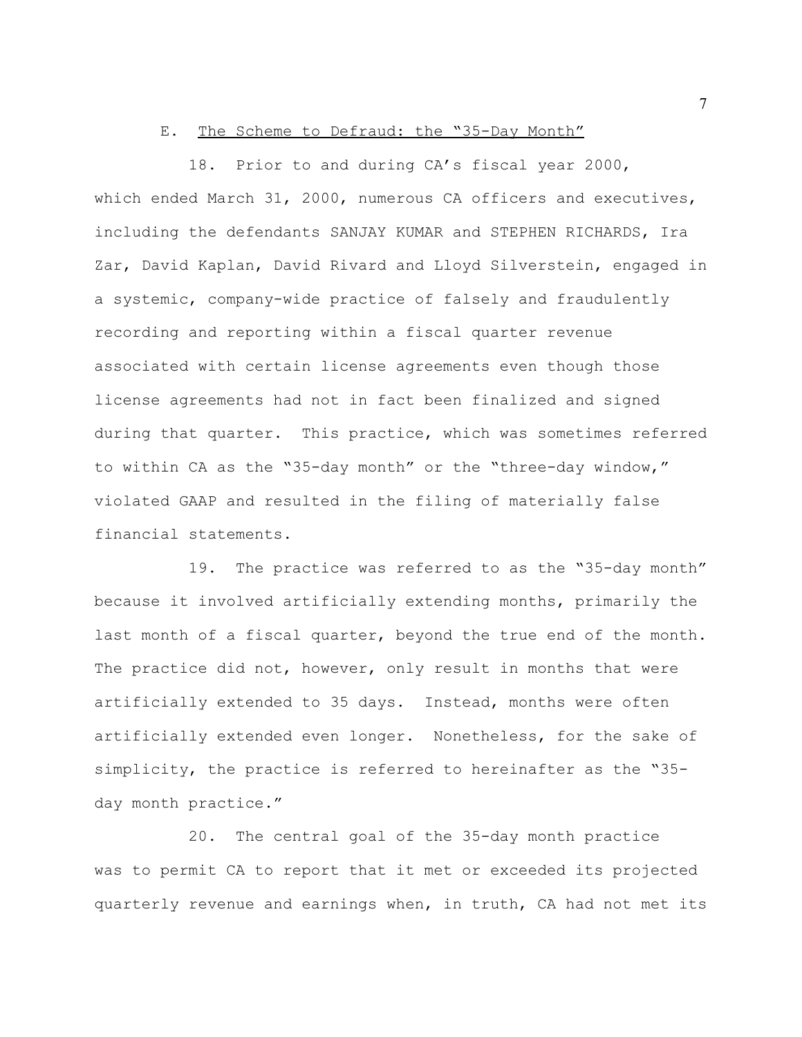### E. The Scheme to Defraud: the "35-Day Month"

18. Prior to and during CA's fiscal year 2000, which ended March 31, 2000, numerous CA officers and executives, including the defendants SANJAY KUMAR and STEPHEN RICHARDS, Ira Zar, David Kaplan, David Rivard and Lloyd Silverstein, engaged in a systemic, company-wide practice of falsely and fraudulently recording and reporting within a fiscal quarter revenue associated with certain license agreements even though those license agreements had not in fact been finalized and signed during that quarter. This practice, which was sometimes referred to within CA as the "35-day month" or the "three-day window," violated GAAP and resulted in the filing of materially false financial statements.

19. The practice was referred to as the "35-day month" because it involved artificially extending months, primarily the last month of a fiscal quarter, beyond the true end of the month. The practice did not, however, only result in months that were artificially extended to 35 days. Instead, months were often artificially extended even longer. Nonetheless, for the sake of simplicity, the practice is referred to hereinafter as the "35-day month practice."

20. The central goal of the 35-day month practice was to permit CA to report that it met or exceeded its projected quarterly revenue and earnings when, in truth, CA had not met its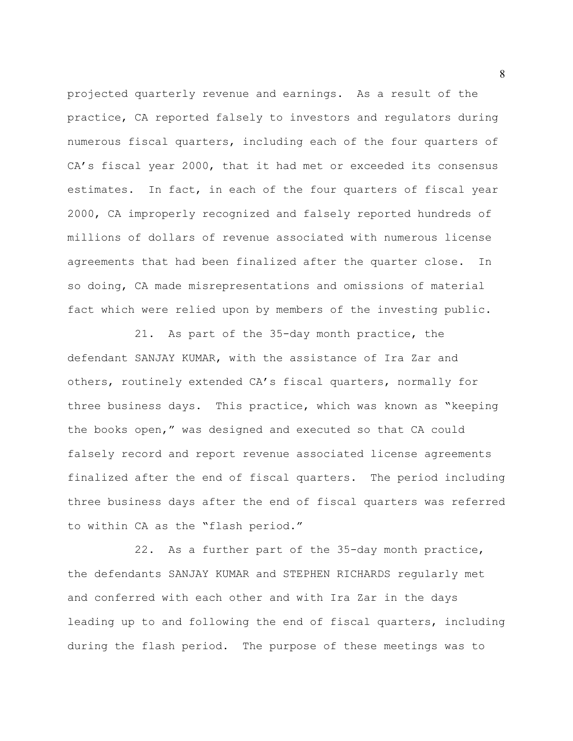projected quarterly revenue and earnings. As a result of the practice, CA reported falsely to investors and regulators during numerous fiscal quarters, including each of the four quarters of CA's fiscal year 2000, that it had met or exceeded its consensus estimates. In fact, in each of the four quarters of fiscal year 2000, CA improperly recognized and falsely reported hundreds of millions of dollars of revenue associated with numerous license agreements that had been finalized after the quarter close. In so doing, CA made misrepresentations and omissions of material fact which were relied upon by members of the investing public.

21. As part of the 35-day month practice, the defendant SANJAY KUMAR, with the assistance of Ira Zar and others, routinely extended CA's fiscal quarters, normally for three business days. This practice, which was known as "keeping the books open," was designed and executed so that CA could falsely record and report revenue associated license agreements finalized after the end of fiscal quarters. The period including three business days after the end of fiscal quarters was referred to within CA as the "flash period."

22. As a further part of the 35-day month practice, the defendants SANJAY KUMAR and STEPHEN RICHARDS regularly met and conferred with each other and with Ira Zar in the days leading up to and following the end of fiscal quarters, including during the flash period. The purpose of these meetings was to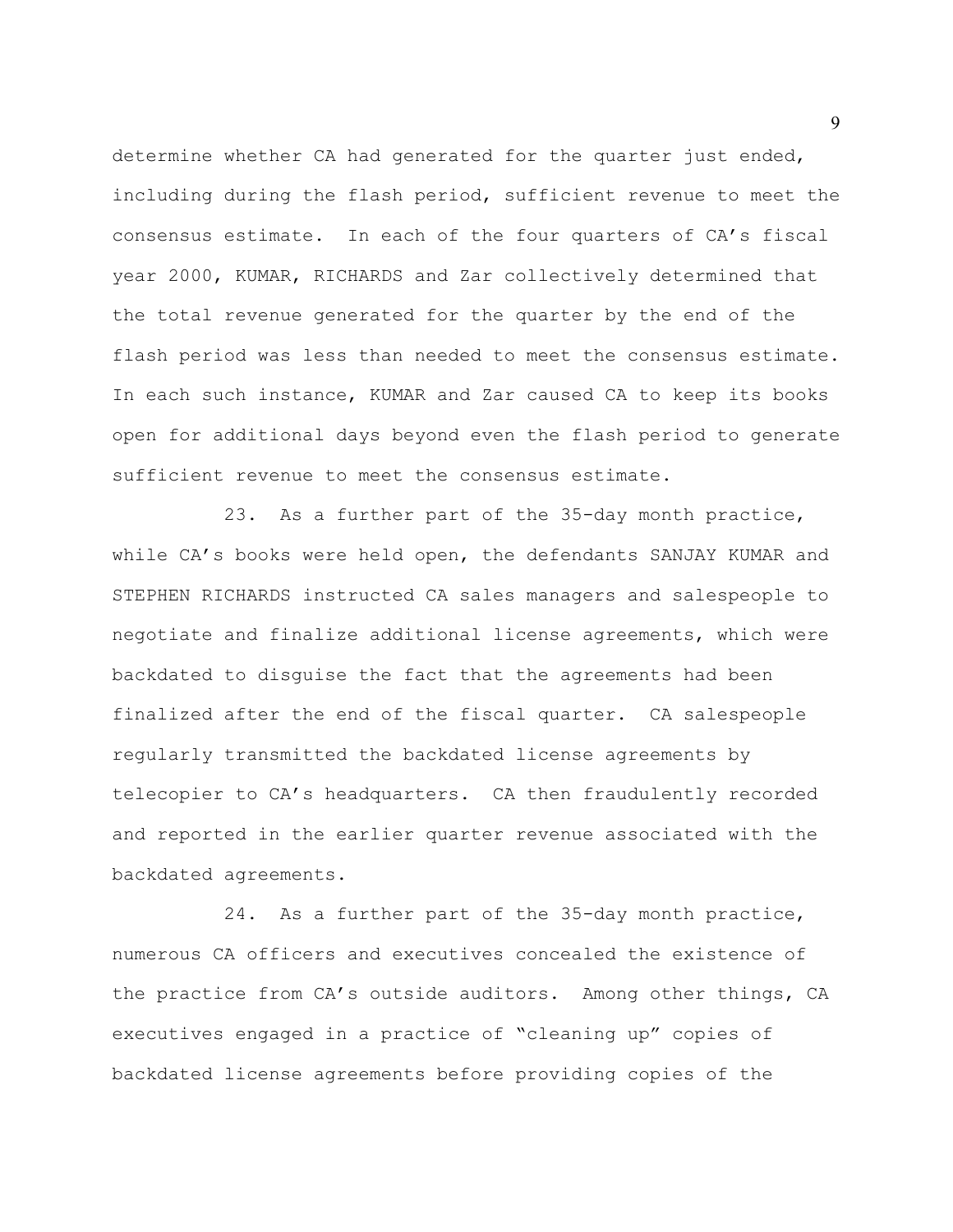determine whether CA had generated for the quarter just ended, including during the flash period, sufficient revenue to meet the consensus estimate. In each of the four quarters of CA's fiscal year 2000, KUMAR, RICHARDS and Zar collectively determined that the total revenue generated for the quarter by the end of the flash period was less than needed to meet the consensus estimate. In each such instance, KUMAR and Zar caused CA to keep its books open for additional days beyond even the flash period to generate sufficient revenue to meet the consensus estimate.

23. As a further part of the 35-day month practice, while CA's books were held open, the defendants SANJAY KUMAR and STEPHEN RICHARDS instructed CA sales managers and salespeople to negotiate and finalize additional license agreements, which were backdated to disguise the fact that the agreements had been finalized after the end of the fiscal quarter. CA salespeople regularly transmitted the backdated license agreements by telecopier to CA's headquarters. CA then fraudulently recorded and reported in the earlier quarter revenue associated with the backdated agreements.

24. As a further part of the 35-day month practice, numerous CA officers and executives concealed the existence of the practice from CA's outside auditors. Among other things, CA executives engaged in a practice of "cleaning up" copies of backdated license agreements before providing copies of the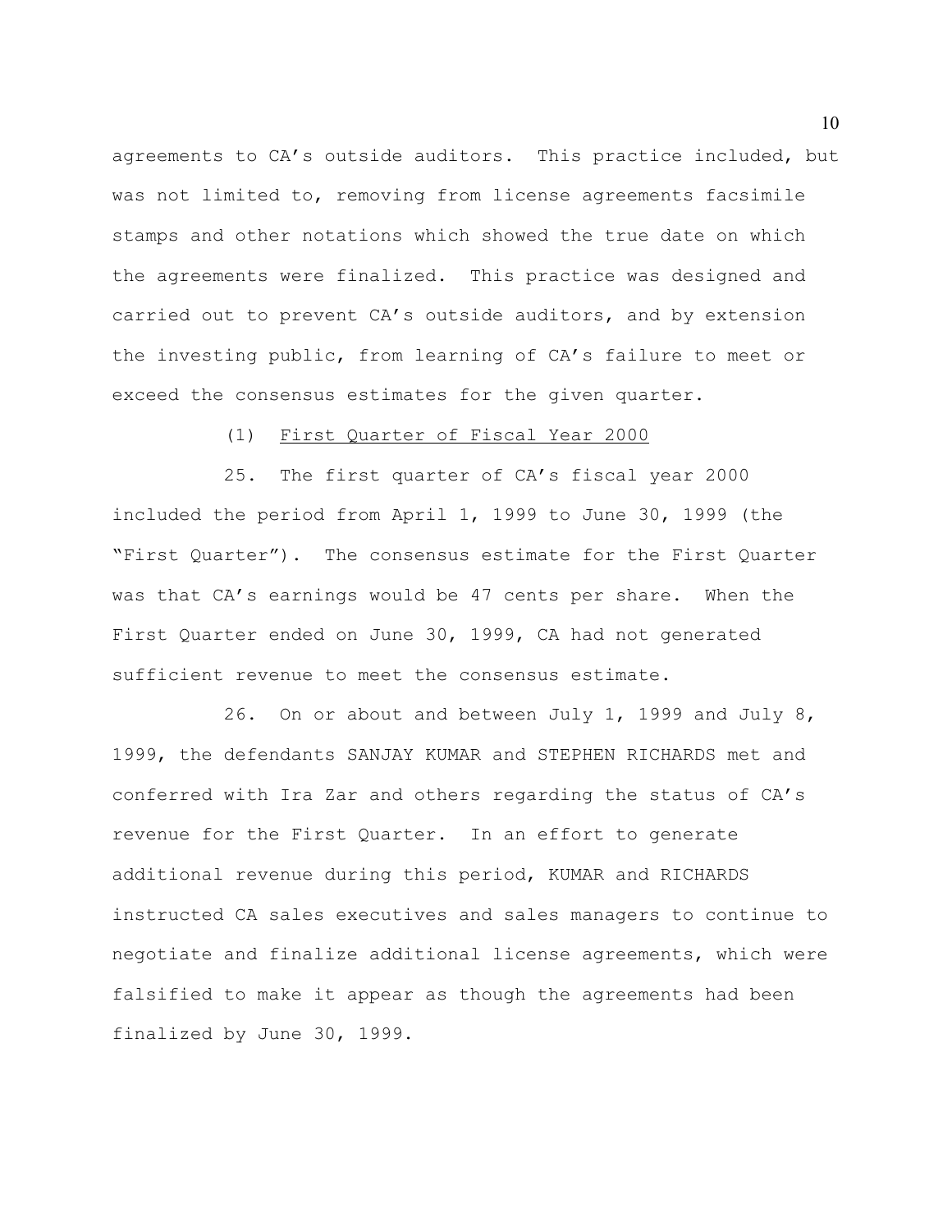agreements to CA's outside auditors. This practice included, but was not limited to, removing from license agreements facsimile stamps and other notations which showed the true date on which the agreements were finalized. This practice was designed and carried out to prevent CA's outside auditors, and by extension the investing public, from learning of CA's failure to meet or exceed the consensus estimates for the given quarter.

(1) First Quarter of Fiscal Year 2000

25. The first quarter of CA's fiscal year 2000 included the period from April 1, 1999 to June 30, 1999 (the "First Quarter"). The consensus estimate for the First Quarter was that CA's earnings would be 47 cents per share. When the First Quarter ended on June 30, 1999, CA had not generated sufficient revenue to meet the consensus estimate.

26. On or about and between July 1, 1999 and July 8, 1999, the defendants SANJAY KUMAR and STEPHEN RICHARDS met and conferred with Ira Zar and others regarding the status of CA's revenue for the First Quarter. In an effort to generate additional revenue during this period, KUMAR and RICHARDS instructed CA sales executives and sales managers to continue to negotiate and finalize additional license agreements, which were falsified to make it appear as though the agreements had been finalized by June 30, 1999.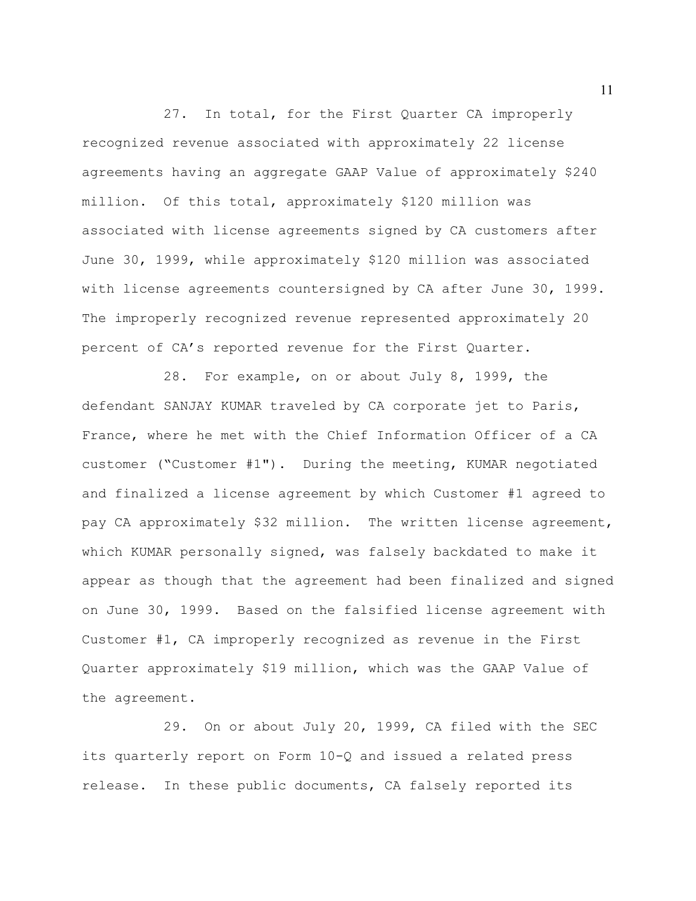27. In total, for the First Quarter CA improperly recognized revenue associated with approximately 22 license agreements having an aggregate GAAP Value of approximately $240 million. Of this total, approximately $120 million was associated with license agreements signed by CA customers after June 30, 1999, while approximately $120 million was associated with license agreements countersigned by CA after June 30, 1999. The improperly recognized revenue represented approximately 20 percent of CA's reported revenue for the First Quarter.

28. For example, on or about July 8, 1999, the defendant SANJAY KUMAR traveled by CA corporate jet to Paris, France, where he met with the Chief Information Officer of a CA customer ("Customer #1"). During the meeting, KUMAR negotiated and finalized a license agreement by which Customer #1 agreed to pay CA approximately $32 million. The written license agreement, which KUMAR personally signed, was falsely backdated to make it appear as though that the agreement had been finalized and signed on June 30, 1999. Based on the falsified license agreement with Customer #1, CA improperly recognized as revenue in the First Quarter approximately $19 million, which was the GAAP Value of the agreement.

29. On or about July 20, 1999, CA filed with the SEC its quarterly report on Form 10-Q and issued a related press release. In these public documents, CA falsely reported its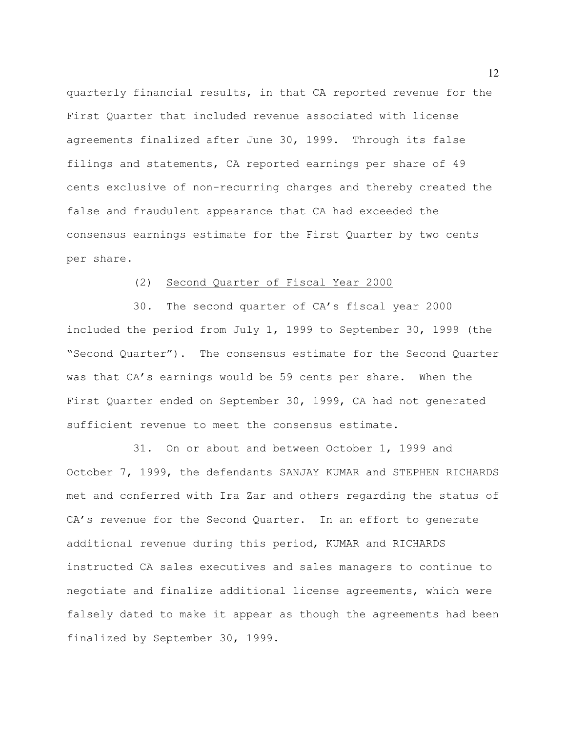quarterly financial results, in that CA reported revenue for the First Quarter that included revenue associated with license agreements finalized after June 30, 1999. Through its false filings and statements, CA reported earnings per share of 49 cents exclusive of non-recurring charges and thereby created the false and fraudulent appearance that CA had exceeded the consensus earnings estimate for the First Quarter by two cents per share.

(2) Second Quarter of Fiscal Year 2000

30. The second quarter of CA's fiscal year 2000 included the period from July 1, 1999 to September 30, 1999 (the "Second Quarter"). The consensus estimate for the Second Quarter was that CA's earnings would be 59 cents per share. When the First Quarter ended on September 30, 1999, CA had not generated sufficient revenue to meet the consensus estimate.

31. On or about and between October 1, 1999 and October 7, 1999, the defendants SANJAY KUMAR and STEPHEN RICHARDS met and conferred with Ira Zar and others regarding the status of CA's revenue for the Second Quarter. In an effort to generate additional revenue during this period, KUMAR and RICHARDS instructed CA sales executives and sales managers to continue to negotiate and finalize additional license agreements, which were falsely dated to make it appear as though the agreements had been finalized by September 30, 1999.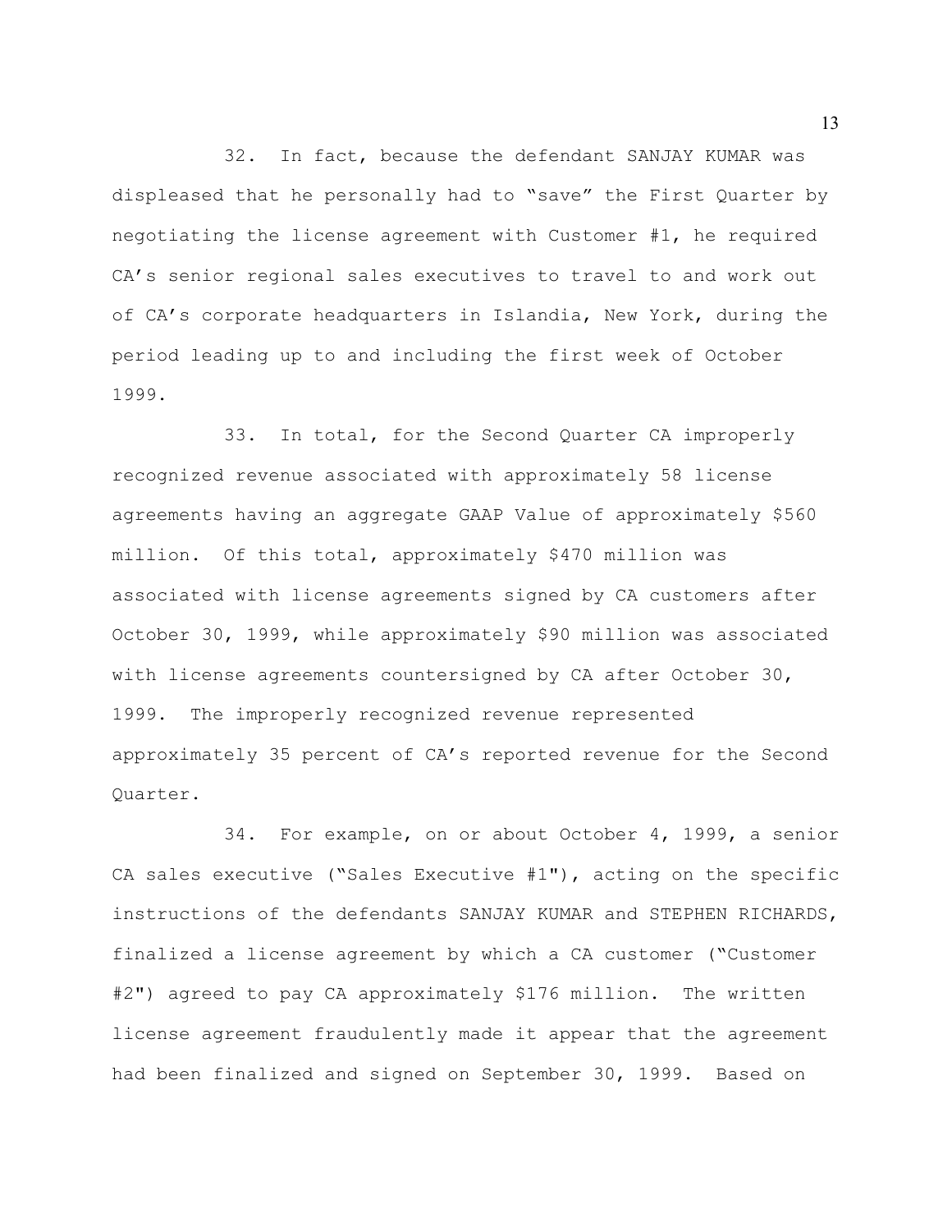32. In fact, because the defendant SANJAY KUMAR was displeased that he personally had to "save" the First Quarter by negotiating the license agreement with Customer #1, he required CA's senior regional sales executives to travel to and work out of CA's corporate headquarters in Islandia, New York, during the period leading up to and including the first week of October 1999.

33. In total, for the Second Quarter CA improperly recognized revenue associated with approximately 58 license agreements having an aggregate GAAP Value of approximately $560 million. Of this total, approximately $470 million was associated with license agreements signed by CA customers after October 30, 1999, while approximately $90 million was associated with license agreements countersigned by CA after October 30, 1999. The improperly recognized revenue represented approximately 35 percent of CA's reported revenue for the Second Quarter.

34. For example, on or about October 4, 1999, a senior CA sales executive ("Sales Executive #1"), acting on the specific instructions of the defendants SANJAY KUMAR and STEPHEN RICHARDS, finalized a license agreement by which a CA customer ("Customer #2") agreed to pay CA approximately $176 million. The written license agreement fraudulently made it appear that the agreement had been finalized and signed on September 30, 1999. Based on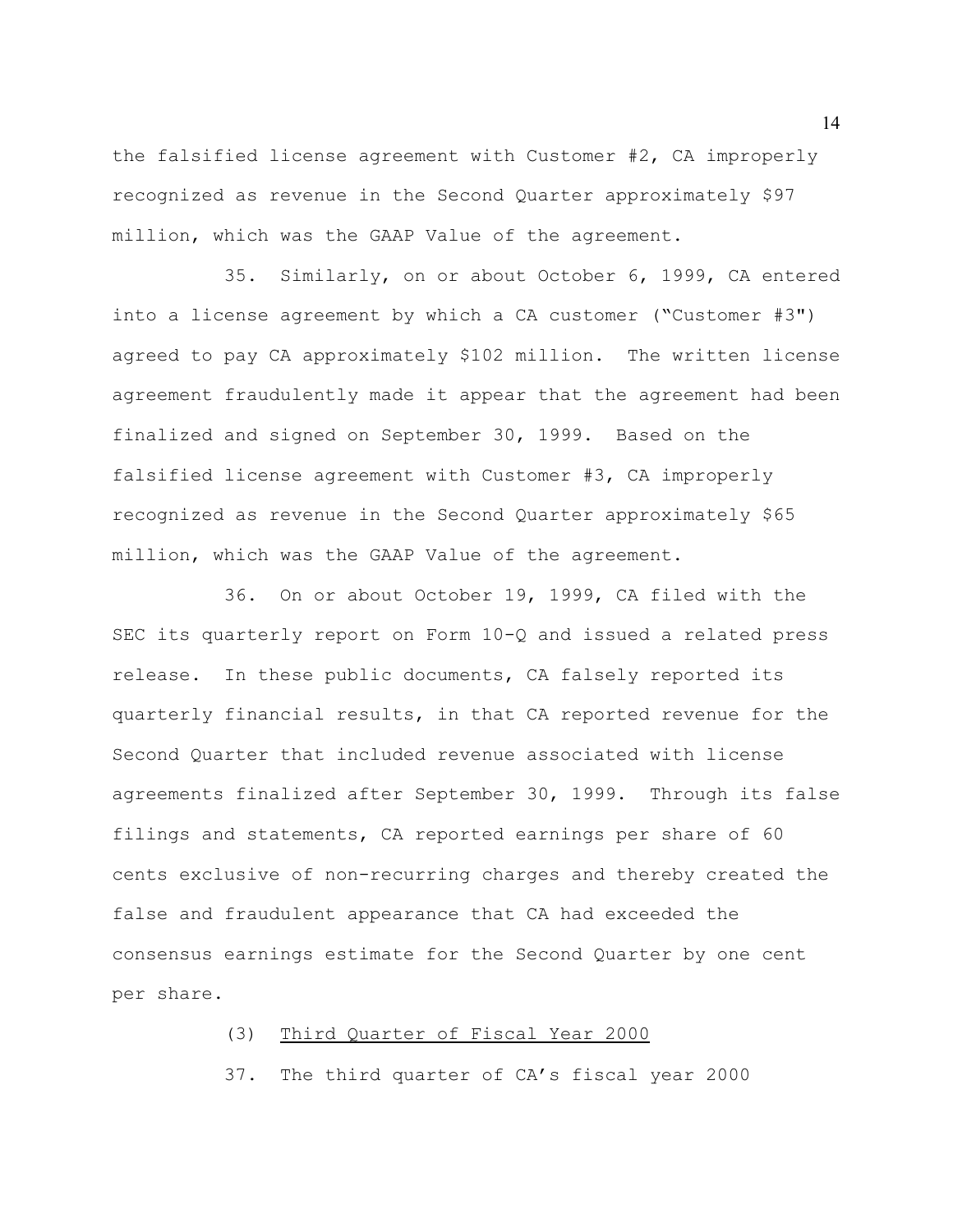the falsified license agreement with Customer #2, CA improperly recognized as revenue in the Second Quarter approximately $97 million, which was the GAAP Value of the agreement.

35. Similarly, on or about October 6, 1999, CA entered into a license agreement by which a CA customer ("Customer #3") agreed to pay CA approximately $102 million. The written license agreement fraudulently made it appear that the agreement had been finalized and signed on September 30, 1999. Based on the falsified license agreement with Customer #3, CA improperly recognized as revenue in the Second Quarter approximately $65 million, which was the GAAP Value of the agreement.

36. On or about October 19, 1999, CA filed with the SEC its quarterly report on Form 10-Q and issued a related press release. In these public documents, CA falsely reported its quarterly financial results, in that CA reported revenue for the Second Quarter that included revenue associated with license agreements finalized after September 30, 1999. Through its false filings and statements, CA reported earnings per share of 60 cents exclusive of non-recurring charges and thereby created the false and fraudulent appearance that CA had exceeded the consensus earnings estimate for the Second Quarter by one cent per share.

(3) Third Quarter of Fiscal Year 2000

37. The third quarter of CA's fiscal year 2000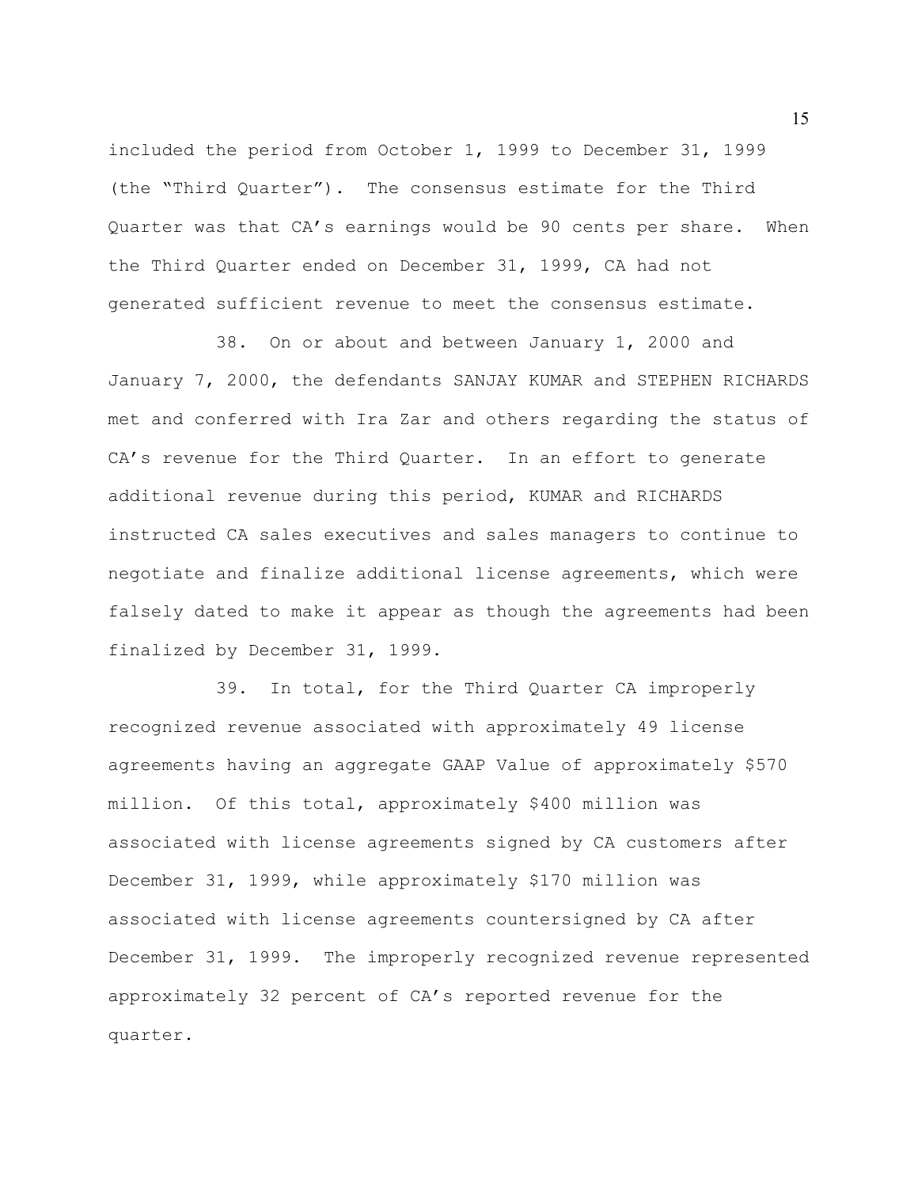included the period from October 1, 1999 to December 31, 1999 (the "Third Quarter"). The consensus estimate for the Third Quarter was that CA's earnings would be 90 cents per share. When the Third Quarter ended on December 31, 1999, CA had not generated sufficient revenue to meet the consensus estimate.

38. On or about and between January 1, 2000 and January 7, 2000, the defendants SANJAY KUMAR and STEPHEN RICHARDS met and conferred with Ira Zar and others regarding the status of CA's revenue for the Third Quarter. In an effort to generate additional revenue during this period, KUMAR and RICHARDS instructed CA sales executives and sales managers to continue to negotiate and finalize additional license agreements, which were falsely dated to make it appear as though the agreements had been finalized by December 31, 1999.

39. In total, for the Third Quarter CA improperly recognized revenue associated with approximately 49 license agreements having an aggregate GAAP Value of approximately $570 million. Of this total, approximately $400 million was associated with license agreements signed by CA customers after December 31, 1999, while approximately $170 million was associated with license agreements countersigned by CA after December 31, 1999. The improperly recognized revenue represented approximately 32 percent of CA's reported revenue for the quarter.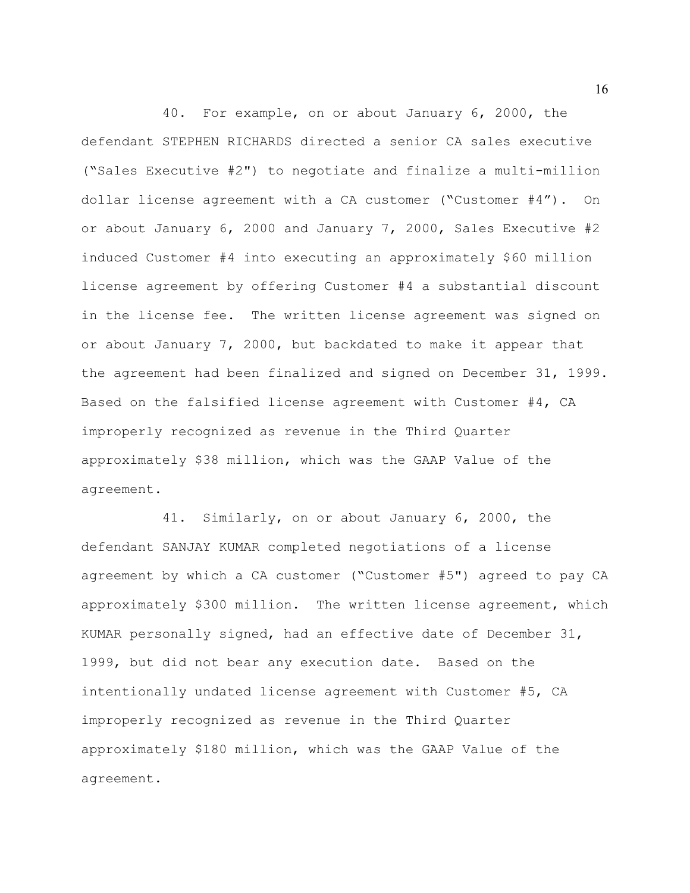40. For example, on or about January 6, 2000, the defendant STEPHEN RICHARDS directed a senior CA sales executive ("Sales Executive #2") to negotiate and finalize a multi-million dollar license agreement with a CA customer ("Customer #4"). On or about January 6, 2000 and January 7, 2000, Sales Executive #2 induced Customer #4 into executing an approximately $60 million license agreement by offering Customer #4 a substantial discount in the license fee. The written license agreement was signed on or about January 7, 2000, but backdated to make it appear that the agreement had been finalized and signed on December 31, 1999. Based on the falsified license agreement with Customer #4, CA improperly recognized as revenue in the Third Quarter approximately $38 million, which was the GAAP Value of the agreement.

41. Similarly, on or about January 6, 2000, the defendant SANJAY KUMAR completed negotiations of a license agreement by which a CA customer ("Customer #5") agreed to pay CA approximately $300 million. The written license agreement, which KUMAR personally signed, had an effective date of December 31, 1999, but did not bear any execution date. Based on the intentionally undated license agreement with Customer #5, CA improperly recognized as revenue in the Third Quarter approximately $180 million, which was the GAAP Value of the agreement.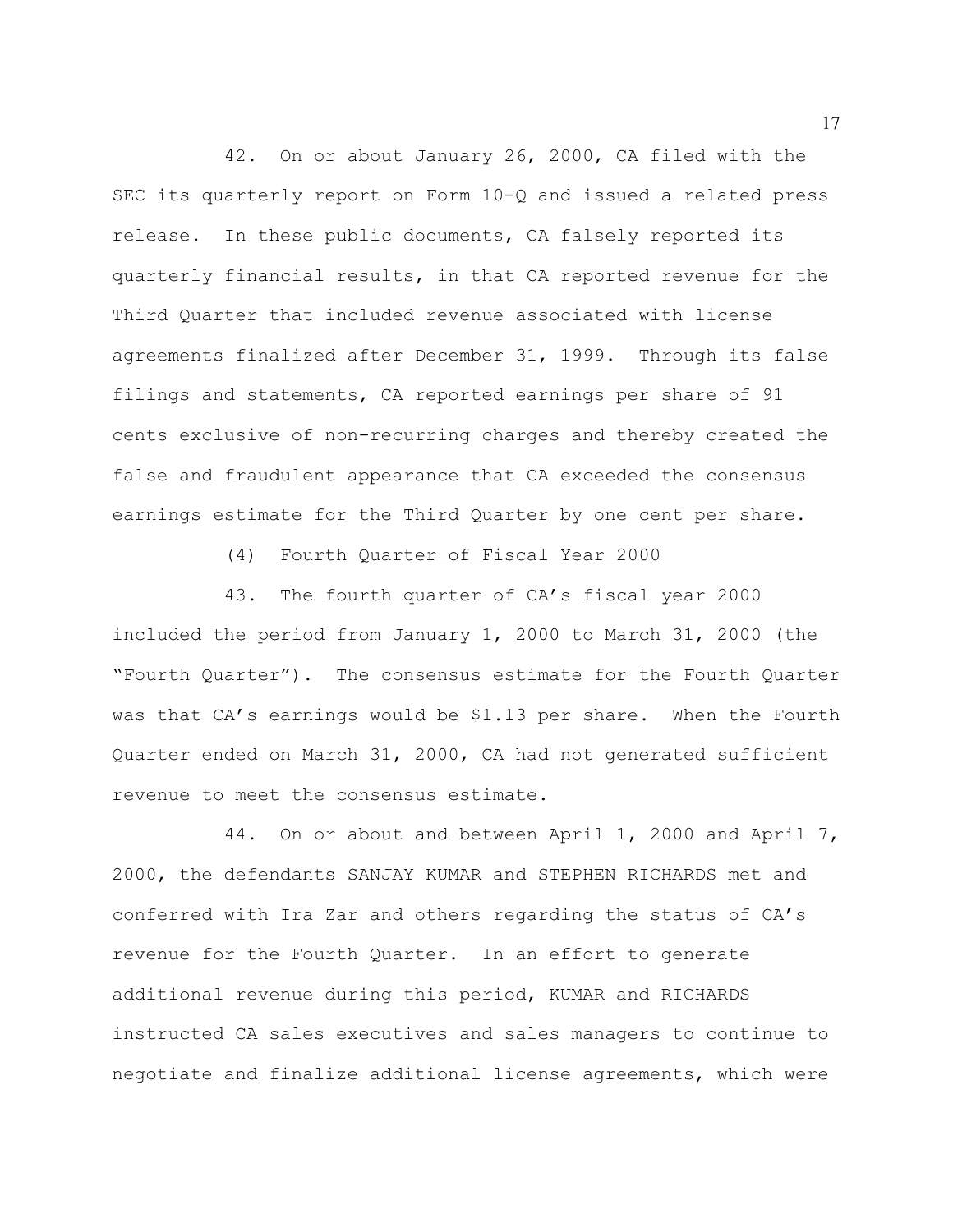42. On or about January 26, 2000, CA filed with the SEC its quarterly report on Form 10-Q and issued a related press release. In these public documents, CA falsely reported its quarterly financial results, in that CA reported revenue for the Third Quarter that included revenue associated with license agreements finalized after December 31, 1999. Through its false filings and statements, CA reported earnings per share of 91 cents exclusive of non-recurring charges and thereby created the false and fraudulent appearance that CA exceeded the consensus earnings estimate for the Third Quarter by one cent per share.

(4) Fourth Quarter of Fiscal Year 2000

43. The fourth quarter of CA's fiscal year 2000 included the period from January 1, 2000 to March 31, 2000 (the "Fourth Quarter"). The consensus estimate for the Fourth Quarter was that CA's earnings would be $1.13 per share. When the Fourth Quarter ended on March 31, 2000, CA had not generated sufficient revenue to meet the consensus estimate.

44. On or about and between April 1, 2000 and April 7, 2000, the defendants SANJAY KUMAR and STEPHEN RICHARDS met and conferred with Ira Zar and others regarding the status of CA's revenue for the Fourth Quarter. In an effort to generate additional revenue during this period, KUMAR and RICHARDS instructed CA sales executives and sales managers to continue to negotiate and finalize additional license agreements, which were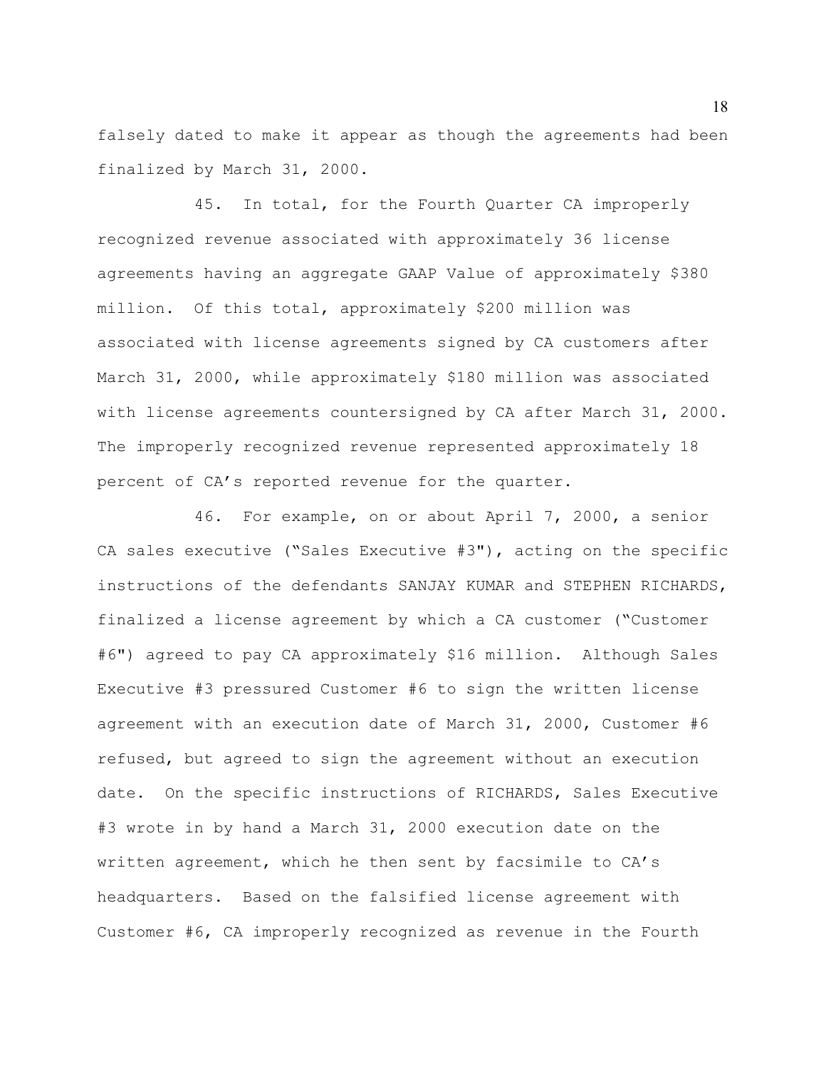falsely dated to make it appear as though the agreements had been finalized by March 31, 2000.

45. In total, for the Fourth Quarter CA improperly recognized revenue associated with approximately 36 license agreements having an aggregate GAAP Value of approximately $380 million. Of this total, approximately $200 million was associated with license agreements signed by CA customers after March 31, 2000, while approximately $180 million was associated with license agreements countersigned by CA after March 31, 2000. The improperly recognized revenue represented approximately 18 percent of CA's reported revenue for the quarter.

46. For example, on or about April 7, 2000, a senior CA sales executive ("Sales Executive #3"), acting on the specific instructions of the defendants SANJAY KUMAR and STEPHEN RICHARDS, finalized a license agreement by which a CA customer ("Customer #6") agreed to pay CA approximately $16 million. Although Sales Executive #3 pressured Customer #6 to sign the written license agreement with an execution date of March 31, 2000, Customer #6 refused, but agreed to sign the agreement without an execution date. On the specific instructions of RICHARDS, Sales Executive #3 wrote in by hand a March 31, 2000 execution date on the written agreement, which he then sent by facsimile to CA's headquarters. Based on the falsified license agreement with Customer #6, CA improperly recognized as revenue in the Fourth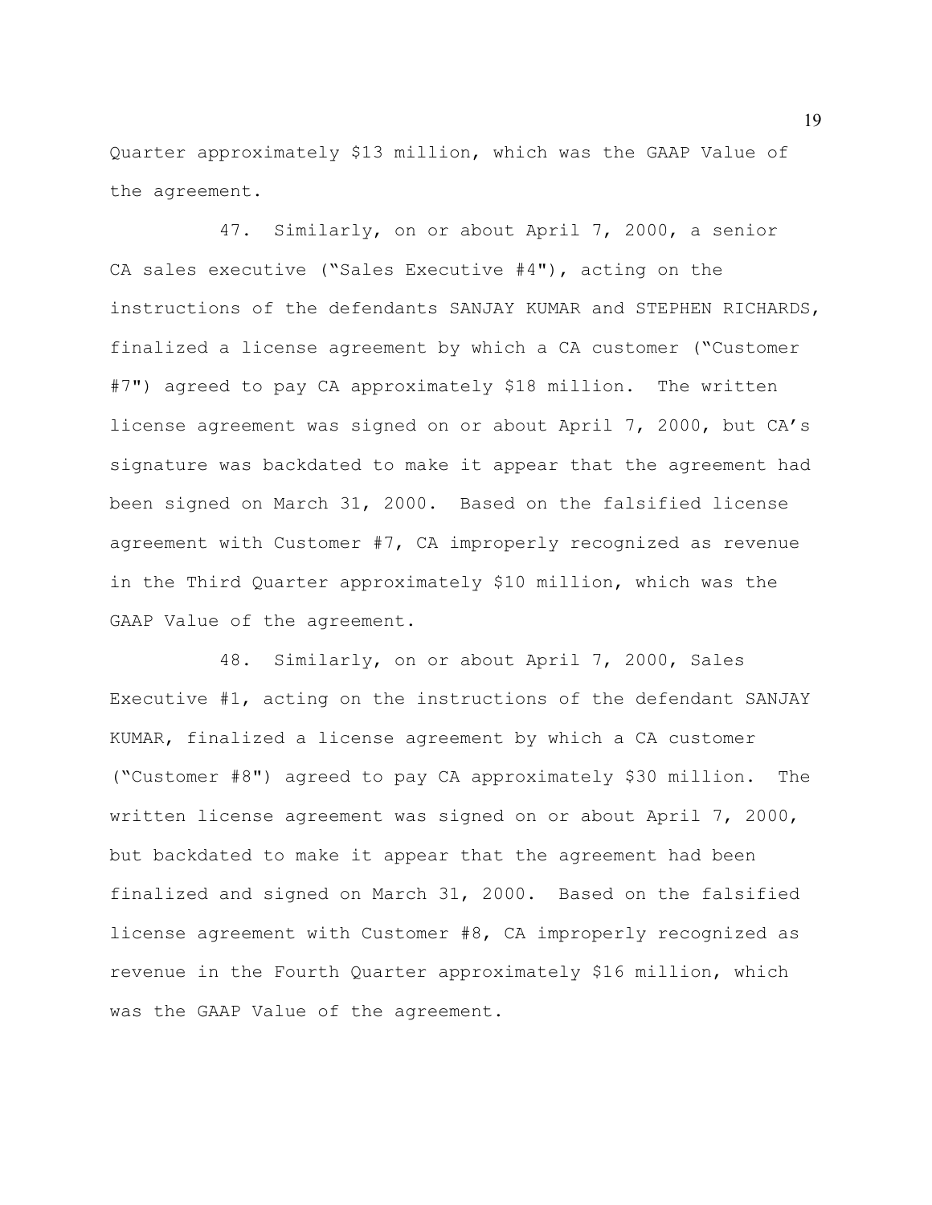Quarter approximately $13 million, which was the GAAP Value of the agreement.

47. Similarly, on or about April 7, 2000, a senior CA sales executive ("Sales Executive #4"), acting on the instructions of the defendants SANJAY KUMAR and STEPHEN RICHARDS, finalized a license agreement by which a CA customer ("Customer #7") agreed to pay CA approximately $18 million. The written license agreement was signed on or about April 7, 2000, but CA's signature was backdated to make it appear that the agreement had been signed on March 31, 2000. Based on the falsified license agreement with Customer #7, CA improperly recognized as revenue in the Third Quarter approximately $10 million, which was the GAAP Value of the agreement.

48. Similarly, on or about April 7, 2000, Sales Executive #1, acting on the instructions of the defendant SANJAY KUMAR, finalized a license agreement by which a CA customer ("Customer #8") agreed to pay CA approximately $30 million. The written license agreement was signed on or about April 7, 2000, but backdated to make it appear that the agreement had been finalized and signed on March 31, 2000. Based on the falsified license agreement with Customer #8, CA improperly recognized as revenue in the Fourth Quarter approximately $16 million, which was the GAAP Value of the agreement.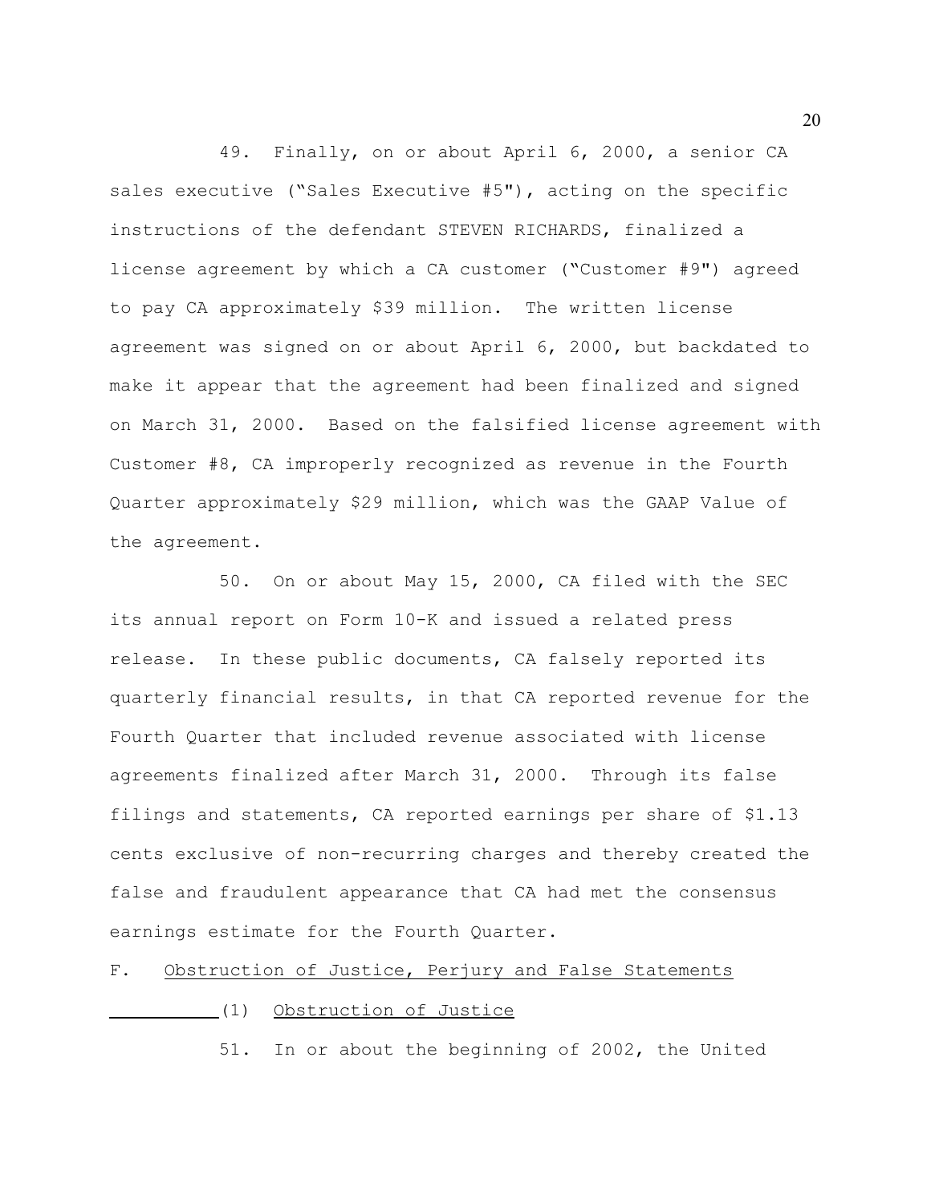49. Finally, on or about April 6, 2000, a senior CA sales executive ("Sales Executive #5"), acting on the specific instructions of the defendant STEVEN RICHARDS, finalized a license agreement by which a CA customer ("Customer #9") agreed to pay CA approximately $39 million. The written license agreement was signed on or about April 6, 2000, but backdated to make it appear that the agreement had been finalized and signed on March 31, 2000. Based on the falsified license agreement with Customer #8, CA improperly recognized as revenue in the Fourth Quarter approximately $29 million, which was the GAAP Value of the agreement.

50. On or about May 15, 2000, CA filed with the SEC its annual report on Form 10-K and issued a related press release. In these public documents, CA falsely reported its quarterly financial results, in that CA reported revenue for the Fourth Quarter that included revenue associated with license agreements finalized after March 31, 2000. Through its false filings and statements, CA reported earnings per share of $1.13 cents exclusive of non-recurring charges and thereby created the false and fraudulent appearance that CA had met the consensus earnings estimate for the Fourth Quarter.

F. Obstruction of Justice, Perjury and False Statements

(1) Obstruction of Justice

51. In or about the beginning of 2002, the United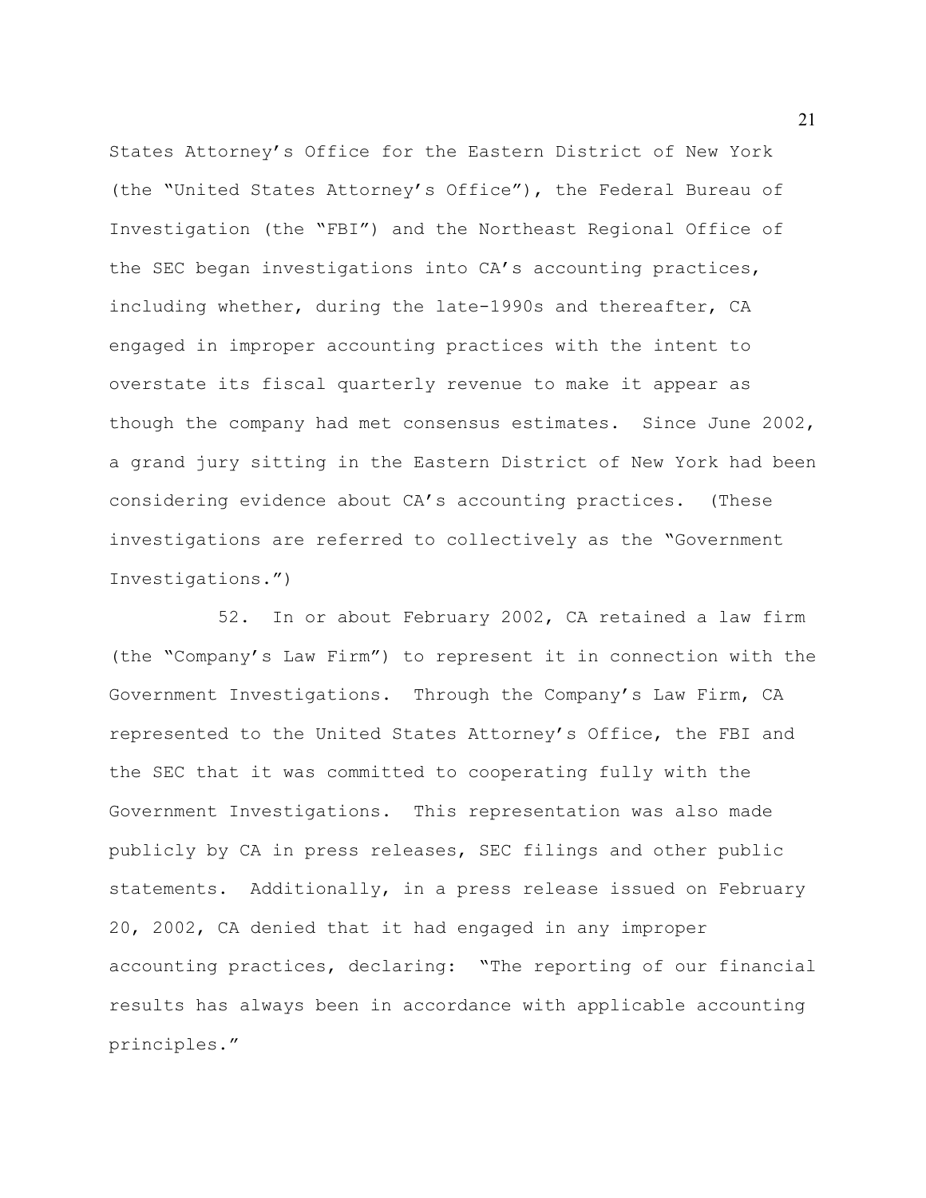States Attorney's Office for the Eastern District of New York (the "United States Attorney's Office"), the Federal Bureau of Investigation (the "FBI") and the Northeast Regional Office of the SEC began investigations into CA's accounting practices, including whether, during the late-1990s and thereafter, CA engaged in improper accounting practices with the intent to overstate its fiscal quarterly revenue to make it appear as though the company had met consensus estimates. Since June 2002, a grand jury sitting in the Eastern District of New York had been considering evidence about CA's accounting practices. (These investigations are referred to collectively as the "Government Investigations.")

52. In or about February 2002, CA retained a law firm (the "Company's Law Firm") to represent it in connection with the Government Investigations. Through the Company's Law Firm, CA represented to the United States Attorney's Office, the FBI and the SEC that it was committed to cooperating fully with the Government Investigations. This representation was also made publicly by CA in press releases, SEC filings and other public statements. Additionally, in a press release issued on February 20, 2002, CA denied that it had engaged in any improper accounting practices, declaring: "The reporting of our financial results has always been in accordance with applicable accounting principles."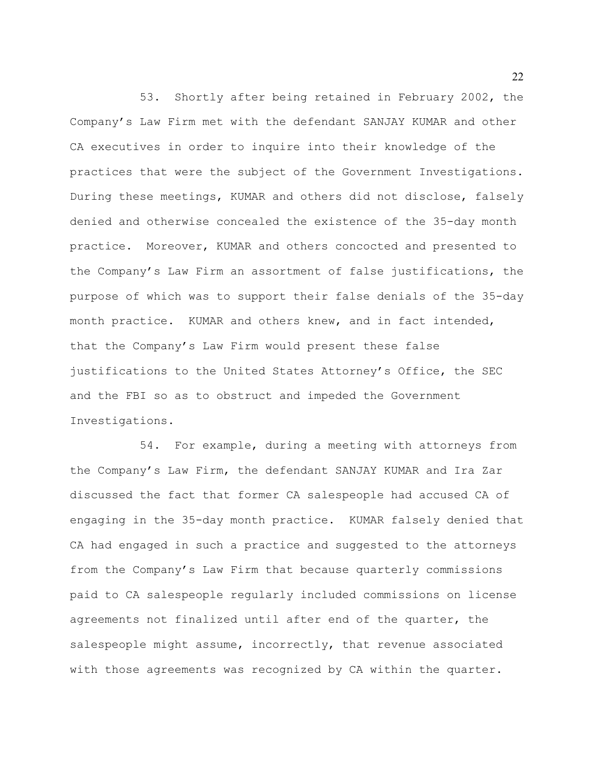53. Shortly after being retained in February 2002, the Company's Law Firm met with the defendant SANJAY KUMAR and other CA executives in order to inquire into their knowledge of the practices that were the subject of the Government Investigations. During these meetings, KUMAR and others did not disclose, falsely denied and otherwise concealed the existence of the 35-day month practice. Moreover, KUMAR and others concocted and presented to the Company's Law Firm an assortment of false justifications, the purpose of which was to support their false denials of the 35-day month practice. KUMAR and others knew, and in fact intended, that the Company's Law Firm would present these false justifications to the United States Attorney's Office, the SEC and the FBI so as to obstruct and impeded the Government Investigations.

54. For example, during a meeting with attorneys from the Company's Law Firm, the defendant SANJAY KUMAR and Ira Zar discussed the fact that former CA salespeople had accused CA of engaging in the 35-day month practice. KUMAR falsely denied that CA had engaged in such a practice and suggested to the attorneys from the Company's Law Firm that because quarterly commissions paid to CA salespeople regularly included commissions on license agreements not finalized until after end of the quarter, the salespeople might assume, incorrectly, that revenue associated with those agreements was recognized by CA within the quarter.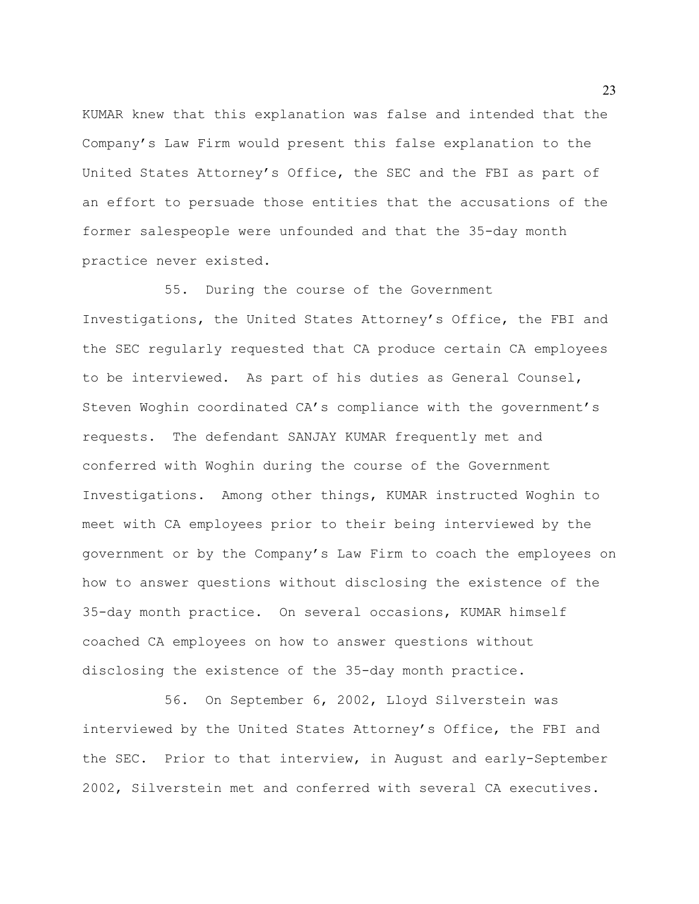KUMAR knew that this explanation was false and intended that the Company's Law Firm would present this false explanation to the United States Attorney's Office, the SEC and the FBI as part of an effort to persuade those entities that the accusations of the former salespeople were unfounded and that the 35-day month practice never existed.

55. During the course of the Government Investigations, the United States Attorney's Office, the FBI and the SEC regularly requested that CA produce certain CA employees to be interviewed. As part of his duties as General Counsel, Steven Woghin coordinated CA's compliance with the government's requests. The defendant SANJAY KUMAR frequently met and conferred with Woghin during the course of the Government Investigations. Among other things, KUMAR instructed Woghin to meet with CA employees prior to their being interviewed by the government or by the Company's Law Firm to coach the employees on how to answer questions without disclosing the existence of the 35-day month practice. On several occasions, KUMAR himself coached CA employees on how to answer questions without disclosing the existence of the 35-day month practice.

56. On September 6, 2002, Lloyd Silverstein was interviewed by the United States Attorney's Office, the FBI and the SEC. Prior to that interview, in August and early-September 2002, Silverstein met and conferred with several CA executives.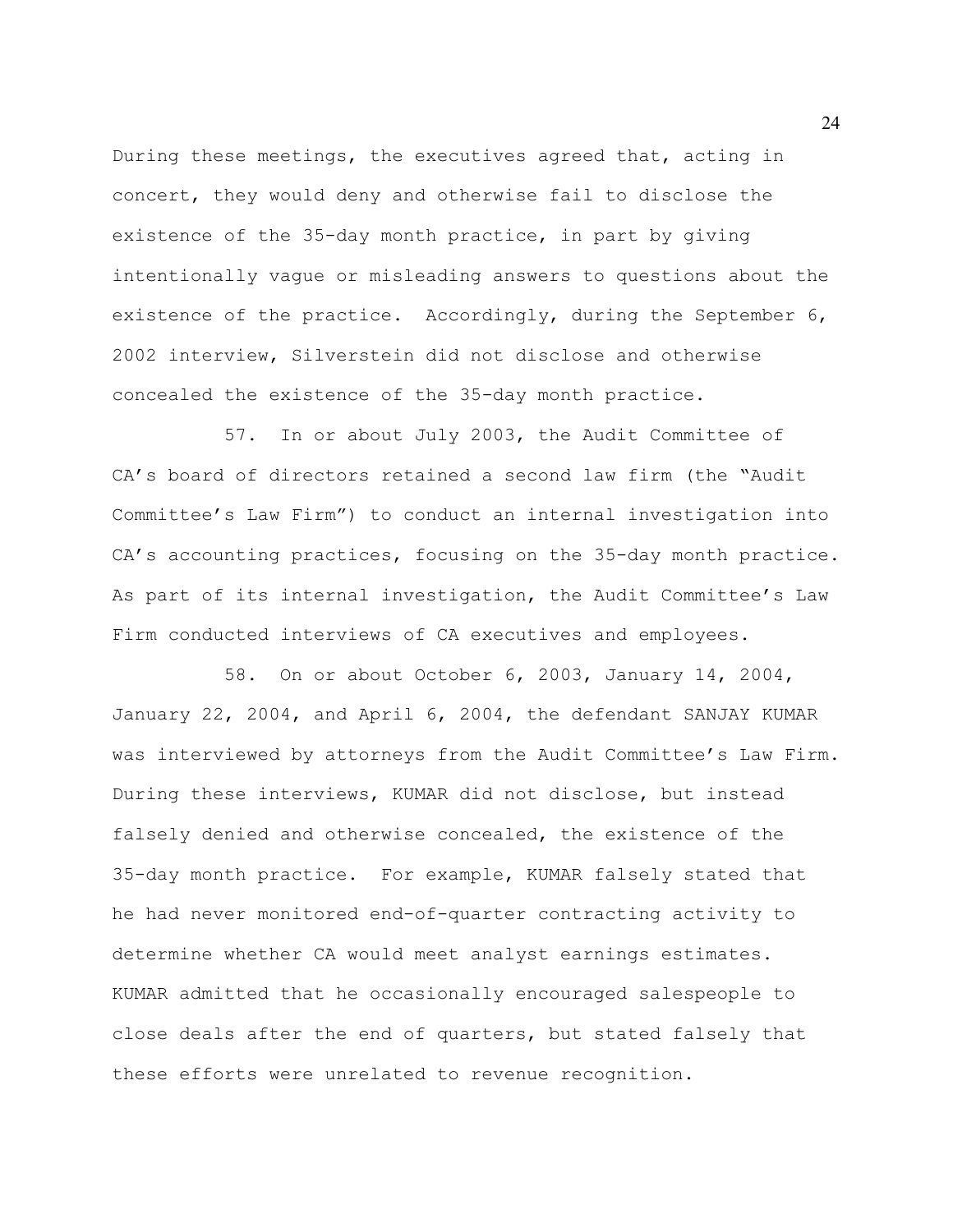During these meetings, the executives agreed that, acting in concert, they would deny and otherwise fail to disclose the existence of the 35-day month practice, in part by giving intentionally vague or misleading answers to questions about the existence of the practice. Accordingly, during the September 6, 2002 interview, Silverstein did not disclose and otherwise concealed the existence of the 35-day month practice.

57. In or about July 2003, the Audit Committee of CA's board of directors retained a second law firm (the "Audit Committee's Law Firm") to conduct an internal investigation into CA's accounting practices, focusing on the 35-day month practice. As part of its internal investigation, the Audit Committee's Law Firm conducted interviews of CA executives and employees.

58. On or about October 6, 2003, January 14, 2004, January 22, 2004, and April 6, 2004, the defendant SANJAY KUMAR was interviewed by attorneys from the Audit Committee's Law Firm. During these interviews, KUMAR did not disclose, but instead falsely denied and otherwise concealed, the existence of the 35-day month practice. For example, KUMAR falsely stated that he had never monitored end-of-quarter contracting activity to determine whether CA would meet analyst earnings estimates. KUMAR admitted that he occasionally encouraged salespeople to close deals after the end of quarters, but stated falsely that these efforts were unrelated to revenue recognition.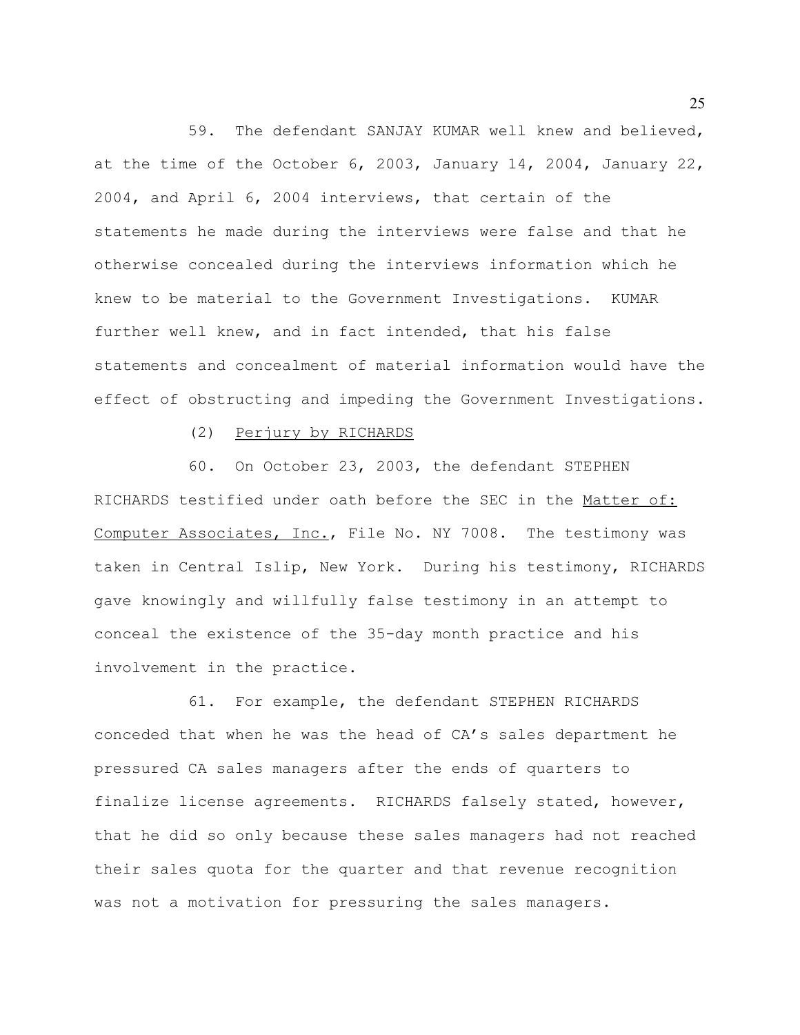59. The defendant SANJAY KUMAR well knew and believed, at the time of the October 6, 2003, January 14, 2004, January 22, 2004, and April 6, 2004 interviews, that certain of the statements he made during the interviews were false and that he otherwise concealed during the interviews information which he knew to be material to the Government Investigations. KUMAR further well knew, and in fact intended, that his false statements and concealment of material information would have the effect of obstructing and impeding the Government Investigations.

(2) Perjury by RICHARDS

60. On October 23, 2003, the defendant STEPHEN RICHARDS testified under oath before the SEC in the Matter of: Computer Associates, Inc., File No. NY 7008. The testimony was taken in Central Islip, New York. During his testimony, RICHARDS gave knowingly and willfully false testimony in an attempt to conceal the existence of the 35-day month practice and his involvement in the practice.

61. For example, the defendant STEPHEN RICHARDS conceded that when he was the head of CA's sales department he pressured CA sales managers after the ends of quarters to finalize license agreements. RICHARDS falsely stated, however, that he did so only because these sales managers had not reached their sales quota for the quarter and that revenue recognition was not a motivation for pressuring the sales managers.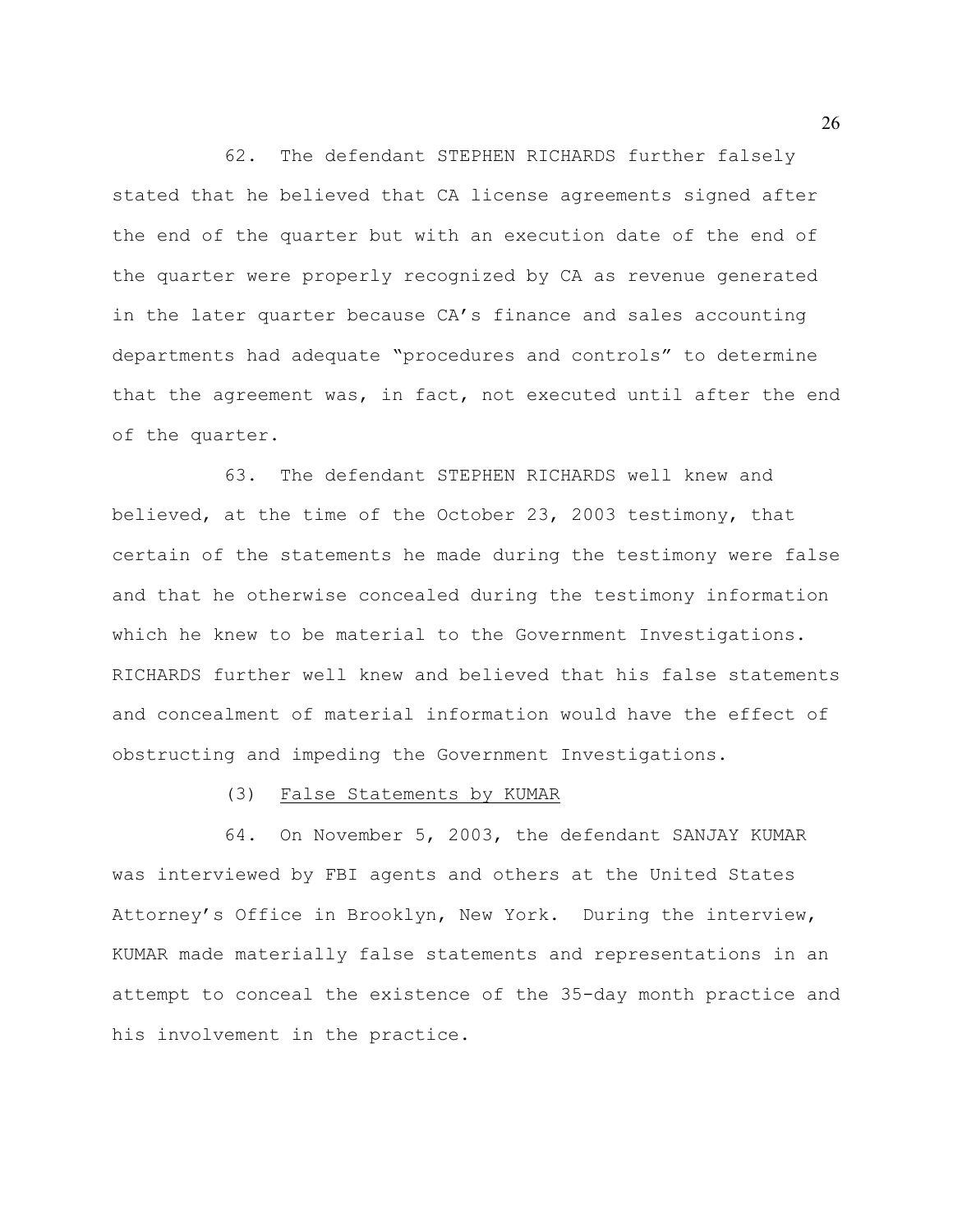62. The defendant STEPHEN RICHARDS further falsely stated that he believed that CA license agreements signed after the end of the quarter but with an execution date of the end of the quarter were properly recognized by CA as revenue generated in the later quarter because CA's finance and sales accounting departments had adequate "procedures and controls" to determine that the agreement was, in fact, not executed until after the end of the quarter.

63. The defendant STEPHEN RICHARDS well knew and believed, at the time of the October 23, 2003 testimony, that certain of the statements he made during the testimony were false and that he otherwise concealed during the testimony information which he knew to be material to the Government Investigations. RICHARDS further well knew and believed that his false statements and concealment of material information would have the effect of obstructing and impeding the Government Investigations.

(3) <u>False Statements by KUMAR</u>

64. On November 5, 2003, the defendant SANJAY KUMAR was interviewed by FBI agents and others at the United States Attorney's Office in Brooklyn, New York. During the interview, KUMAR made materially false statements and representations in an attempt to conceal the existence of the 35-day month practice and his involvement in the practice.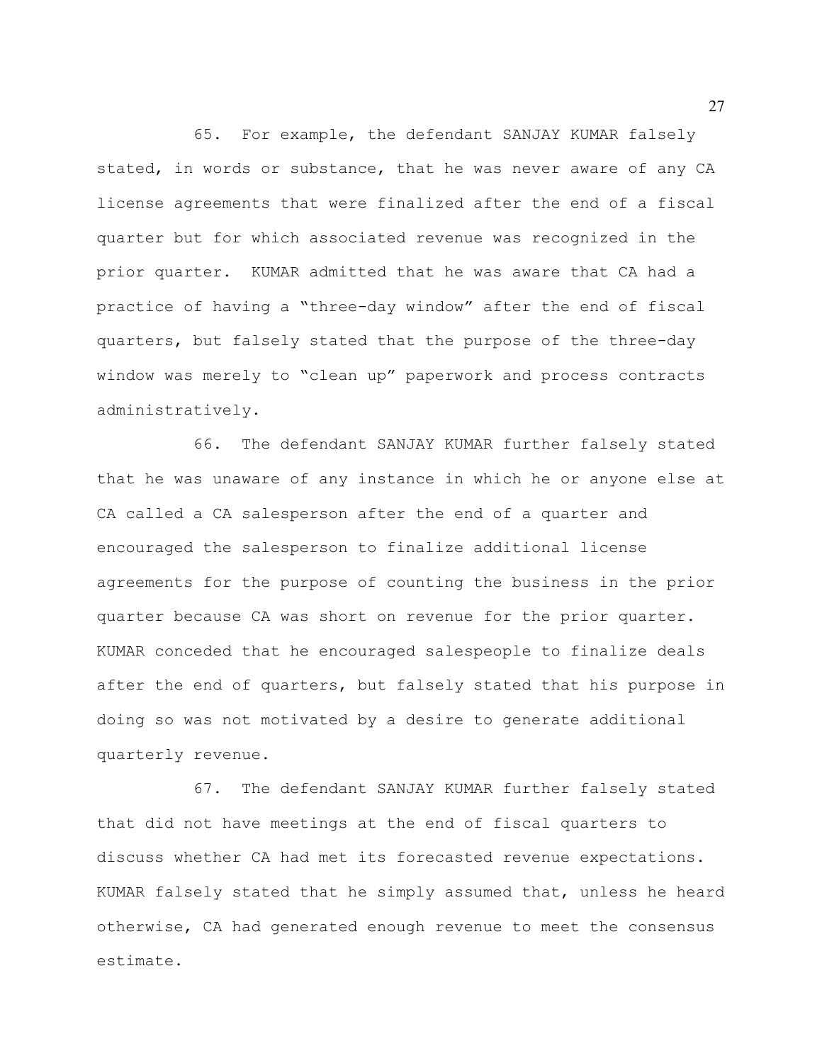65. For example, the defendant SANJAY KUMAR falsely stated, in words or substance, that he was never aware of any CA license agreements that were finalized after the end of a fiscal quarter but for which associated revenue was recognized in the prior quarter. KUMAR admitted that he was aware that CA had a practice of having a "three-day window" after the end of fiscal quarters, but falsely stated that the purpose of the three-day window was merely to "clean up" paperwork and process contracts administratively.

66. The defendant SANJAY KUMAR further falsely stated that he was unaware of any instance in which he or anyone else at CA called a CA salesperson after the end of a quarter and encouraged the salesperson to finalize additional license agreements for the purpose of counting the business in the prior quarter because CA was short on revenue for the prior quarter. KUMAR conceded that he encouraged salespeople to finalize deals after the end of quarters, but falsely stated that his purpose in doing so was not motivated by a desire to generate additional quarterly revenue.

67. The defendant SANJAY KUMAR further falsely stated that did not have meetings at the end of fiscal quarters to discuss whether CA had met its forecasted revenue expectations. KUMAR falsely stated that he simply assumed that, unless he heard otherwise, CA had generated enough revenue to meet the consensus estimate.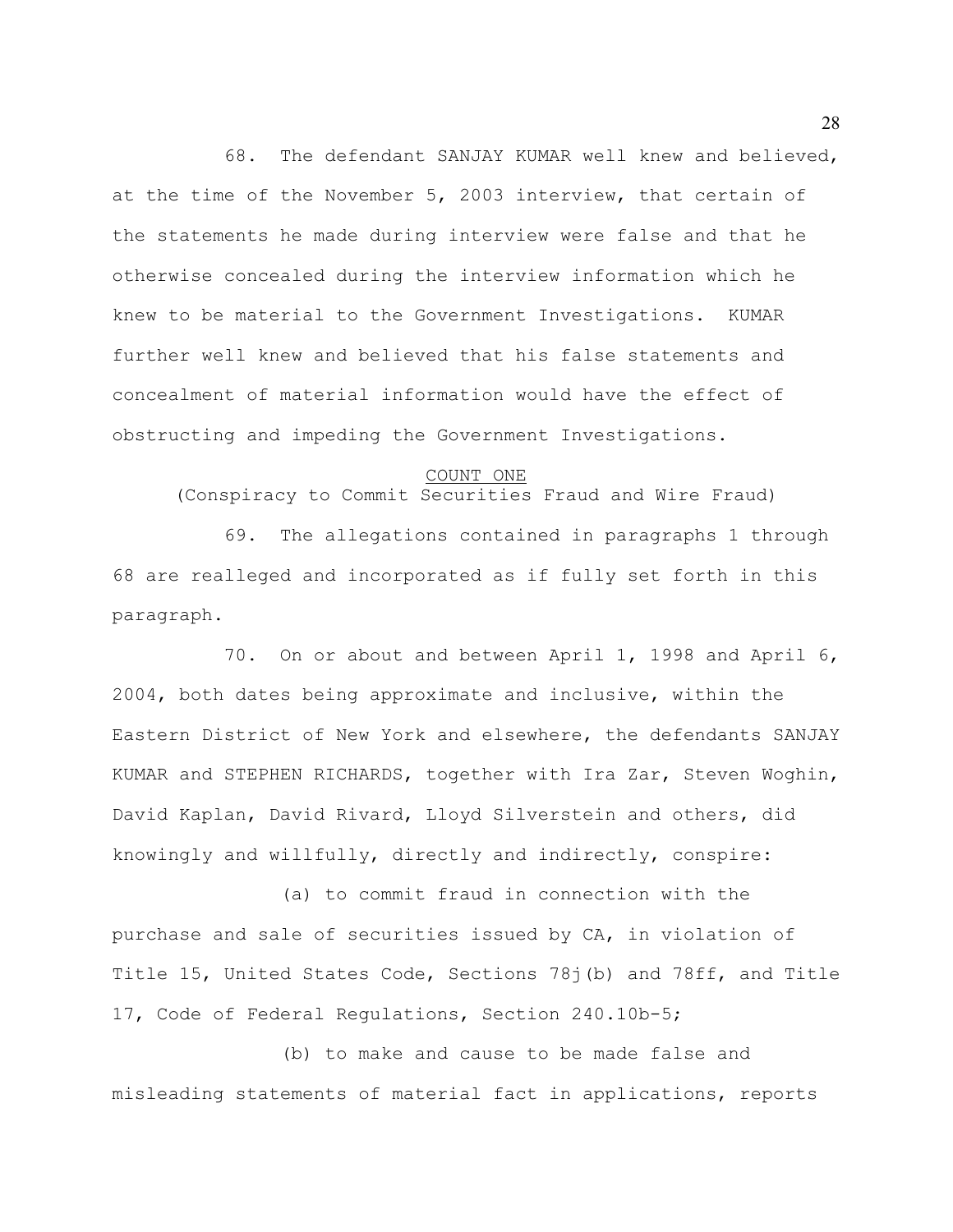68. The defendant SANJAY KUMAR well knew and believed, at the time of the November 5, 2003 interview, that certain of the statements he made during interview were false and that he otherwise concealed during the interview information which he knew to be material to the Government Investigations. KUMAR further well knew and believed that his false statements and concealment of material information would have the effect of obstructing and impeding the Government Investigations.

COUNT ONE
(Conspiracy to Commit Securities Fraud and Wire Fraud)

69. The allegations contained in paragraphs 1 through 68 are realleged and incorporated as if fully set forth in this paragraph.

70. On or about and between April 1, 1998 and April 6, 2004, both dates being approximate and inclusive, within the Eastern District of New York and elsewhere, the defendants SANJAY KUMAR and STEPHEN RICHARDS, together with Ira Zar, Steven Woghin, David Kaplan, David Rivard, Lloyd Silverstein and others, did knowingly and willfully, directly and indirectly, conspire:

(a) to commit fraud in connection with the purchase and sale of securities issued by CA, in violation of Title 15, United States Code, Sections 78j(b) and 78ff, and Title 17, Code of Federal Regulations, Section 240.10b-5;

(b) to make and cause to be made false and misleading statements of material fact in applications, reports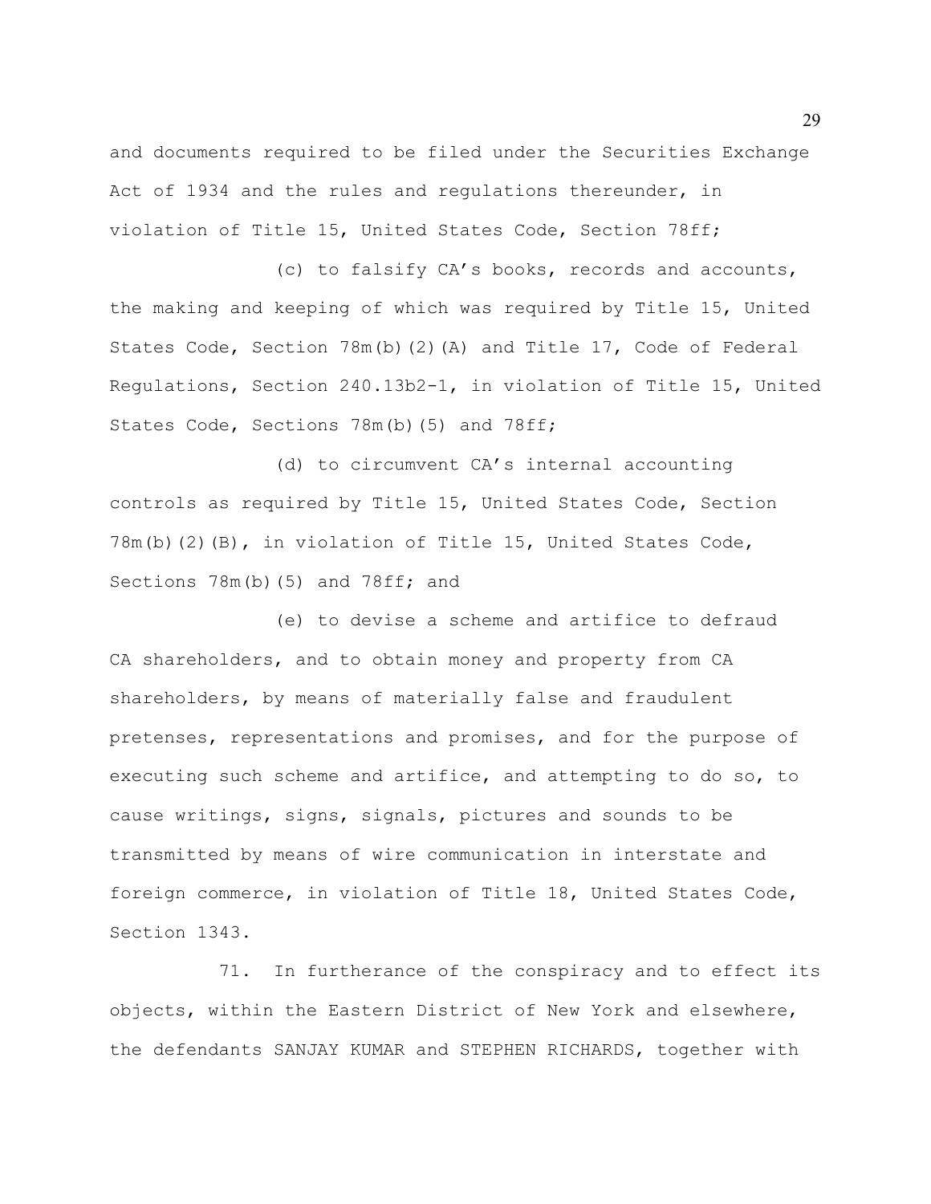and documents required to be filed under the Securities Exchange Act of 1934 and the rules and regulations thereunder, in violation of Title 15, United States Code, Section 78ff;

(c) to falsify CA's books, records and accounts, the making and keeping of which was required by Title 15, United States Code, Section 78m(b)(2)(A) and Title 17, Code of Federal Regulations, Section 240.13b2-1, in violation of Title 15, United States Code, Sections 78m(b)(5) and 78ff;

(d) to circumvent CA's internal accounting controls as required by Title 15, United States Code, Section 78m(b)(2)(B), in violation of Title 15, United States Code, Sections 78m(b)(5) and 78ff; and

(e) to devise a scheme and artifice to defraud CA shareholders, and to obtain money and property from CA shareholders, by means of materially false and fraudulent pretenses, representations and promises, and for the purpose of executing such scheme and artifice, and attempting to do so, to cause writings, signs, signals, pictures and sounds to be transmitted by means of wire communication in interstate and foreign commerce, in violation of Title 18, United States Code, Section 1343.

71. In furtherance of the conspiracy and to effect its objects, within the Eastern District of New York and elsewhere, the defendants SANJAY KUMAR and STEPHEN RICHARDS, together with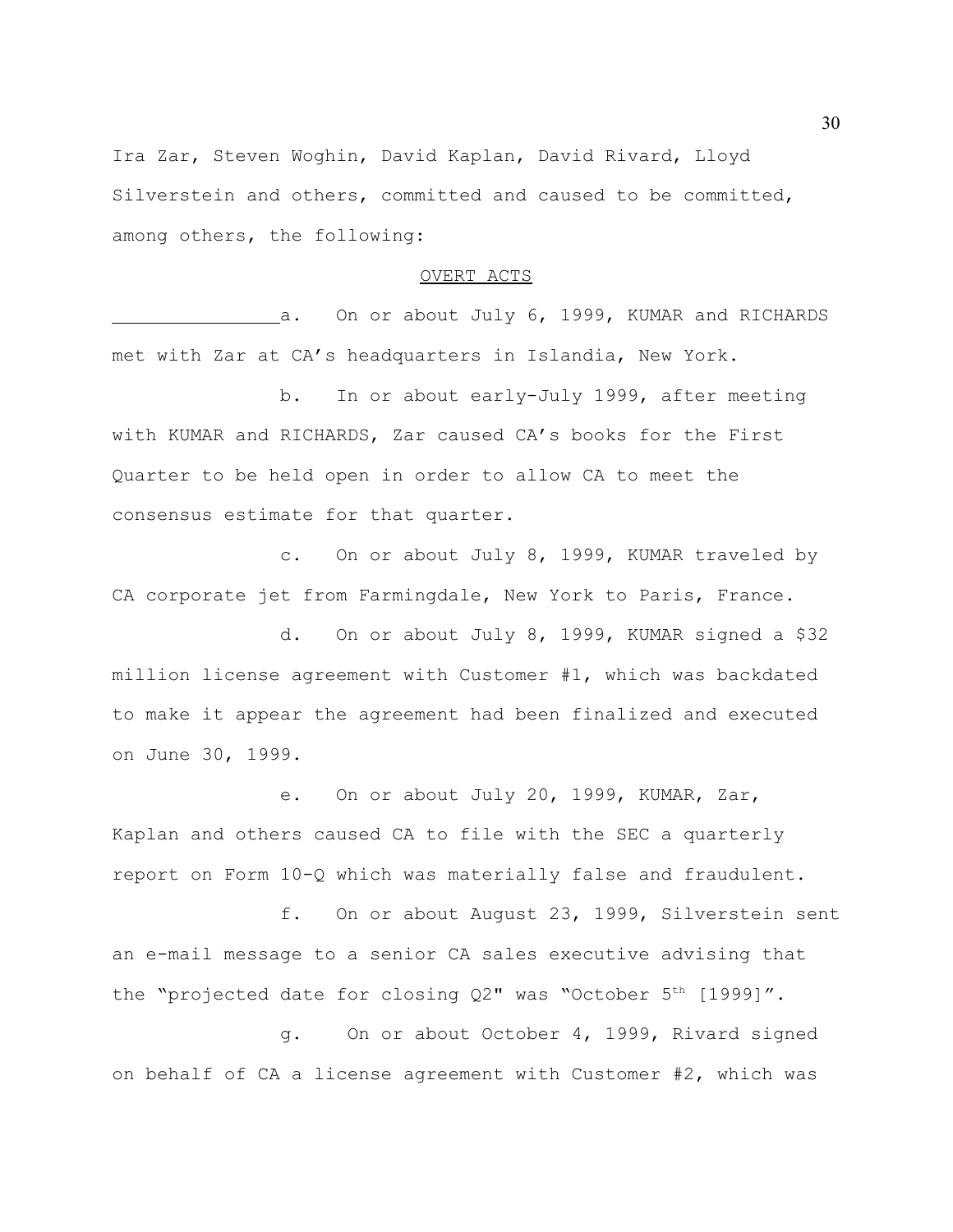Ira Zar, Steven Woghin, David Kaplan, David Rivard, Lloyd Silverstein and others, committed and caused to be committed, among others, the following:

OVERT ACTS

a. On or about July 6, 1999, KUMAR and RICHARDS met with Zar at CA's headquarters in Islandia, New York.

b. In or about early-July 1999, after meeting with KUMAR and RICHARDS, Zar caused CA's books for the First Quarter to be held open in order to allow CA to meet the consensus estimate for that quarter.

c. On or about July 8, 1999, KUMAR traveled by CA corporate jet from Farmingdale, New York to Paris, France.

d. On or about July 8, 1999, KUMAR signed a $32 million license agreement with Customer #1, which was backdated to make it appear the agreement had been finalized and executed on June 30, 1999.

e. On or about July 20, 1999, KUMAR, Zar, Kaplan and others caused CA to file with the SEC a quarterly report on Form 10-Q which was materially false and fraudulent.

f. On or about August 23, 1999, Silverstein sent an e-mail message to a senior CA sales executive advising that the "projected date for closing Q2" was "October 5th [1999]".

g. On or about October 4, 1999, Rivard signed on behalf of CA a license agreement with Customer #2, which was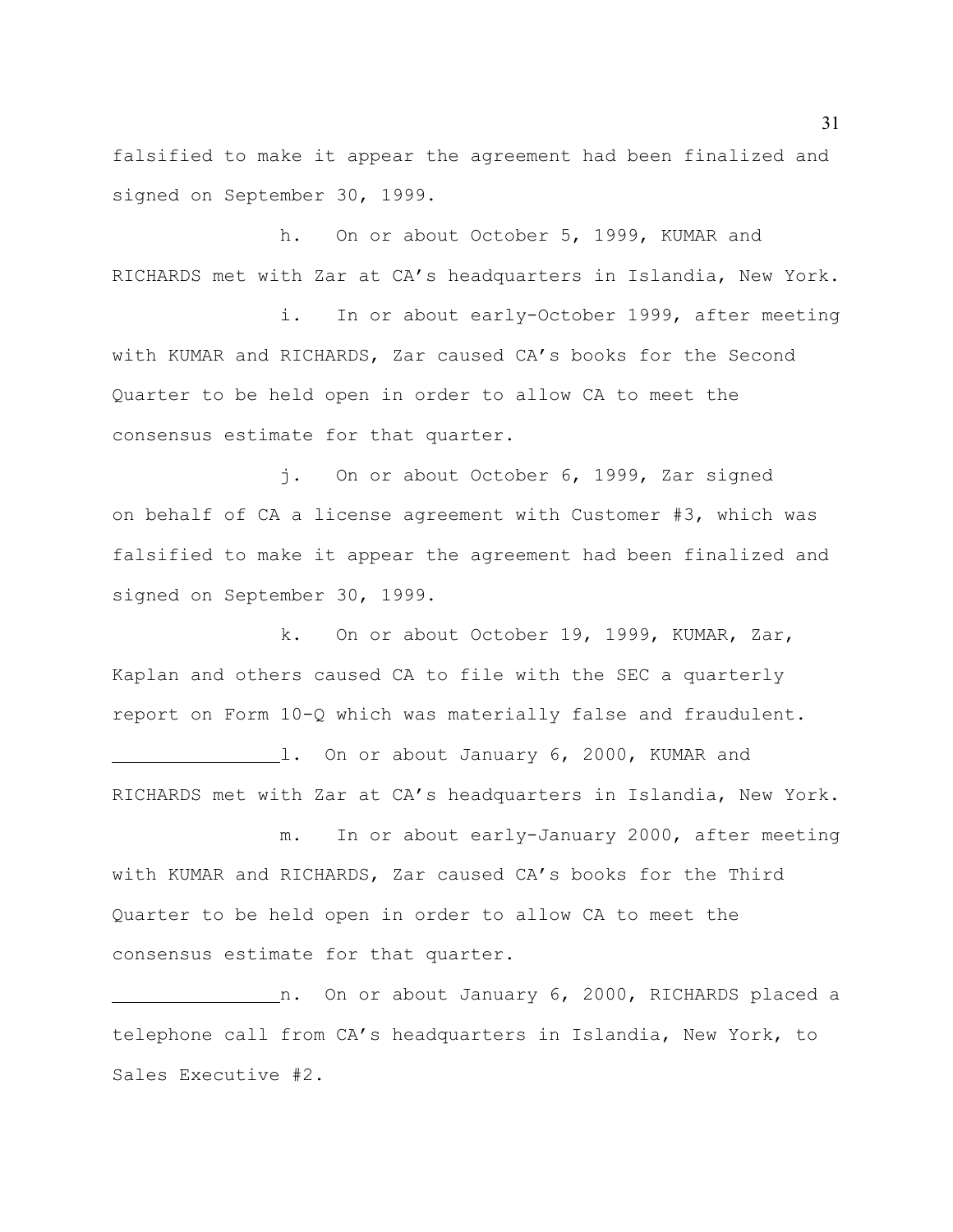falsified to make it appear the agreement had been finalized and signed on September 30, 1999.

h. On or about October 5, 1999, KUMAR and RICHARDS met with Zar at CA's headquarters in Islandia, New York.

i. In or about early-October 1999, after meeting with KUMAR and RICHARDS, Zar caused CA's books for the Second Quarter to be held open in order to allow CA to meet the consensus estimate for that quarter.

j. On or about October 6, 1999, Zar signed on behalf of CA a license agreement with Customer #3, which was falsified to make it appear the agreement had been finalized and signed on September 30, 1999.

k. On or about October 19, 1999, KUMAR, Zar, Kaplan and others caused CA to file with the SEC a quarterly report on Form 10-Q which was materially false and fraudulent.

l. On or about January 6, 2000, KUMAR and RICHARDS met with Zar at CA's headquarters in Islandia, New York.

m. In or about early-January 2000, after meeting with KUMAR and RICHARDS, Zar caused CA's books for the Third Quarter to be held open in order to allow CA to meet the consensus estimate for that quarter.

n. On or about January 6, 2000, RICHARDS placed a telephone call from CA's headquarters in Islandia, New York, to Sales Executive #2.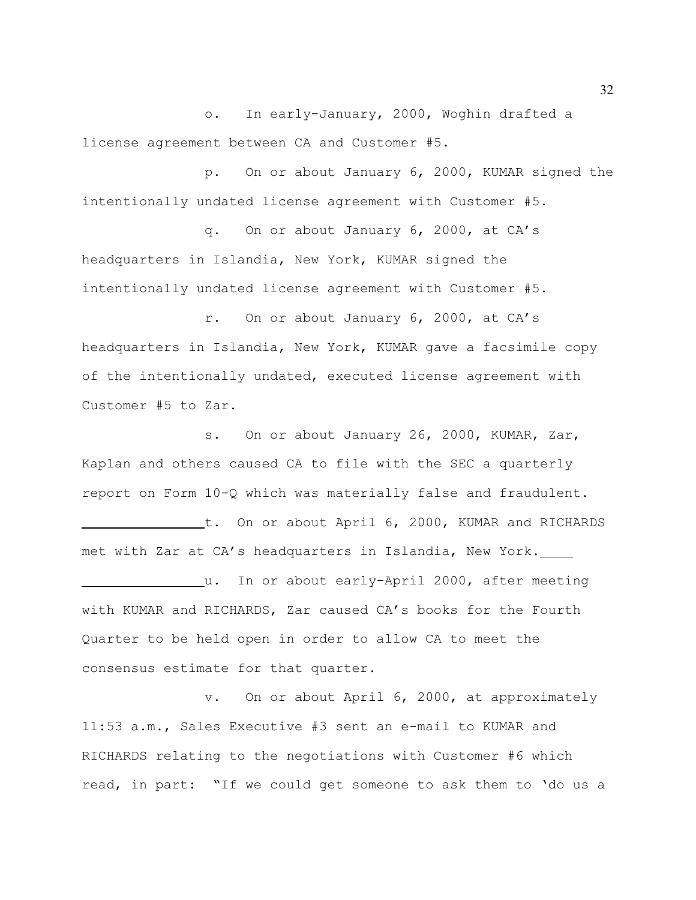o. In early-January, 2000, Woghin drafted a license agreement between CA and Customer #5.

p. On or about January 6, 2000, KUMAR signed the intentionally undated license agreement with Customer #5.

q. On or about January 6, 2000, at CA's headquarters in Islandia, New York, KUMAR signed the intentionally undated license agreement with Customer #5.

r. On or about January 6, 2000, at CA's headquarters in Islandia, New York, KUMAR gave a facsimile copy of the intentionally undated, executed license agreement with Customer #5 to Zar.

s. On or about January 26, 2000, KUMAR, Zar, Kaplan and others caused CA to file with the SEC a quarterly report on Form 10-Q which was materially false and fraudulent.

t. On or about April 6, 2000, KUMAR and RICHARDS met with Zar at CA's headquarters in Islandia, New York.

u. In or about early-April 2000, after meeting with KUMAR and RICHARDS, Zar caused CA's books for the Fourth Quarter to be held open in order to allow CA to meet the consensus estimate for that quarter.

v. On or about April 6, 2000, at approximately 11:53 a.m., Sales Executive #3 sent an e-mail to KUMAR and RICHARDS relating to the negotiations with Customer #6 which read, in part: "If we could get someone to ask them to 'do us a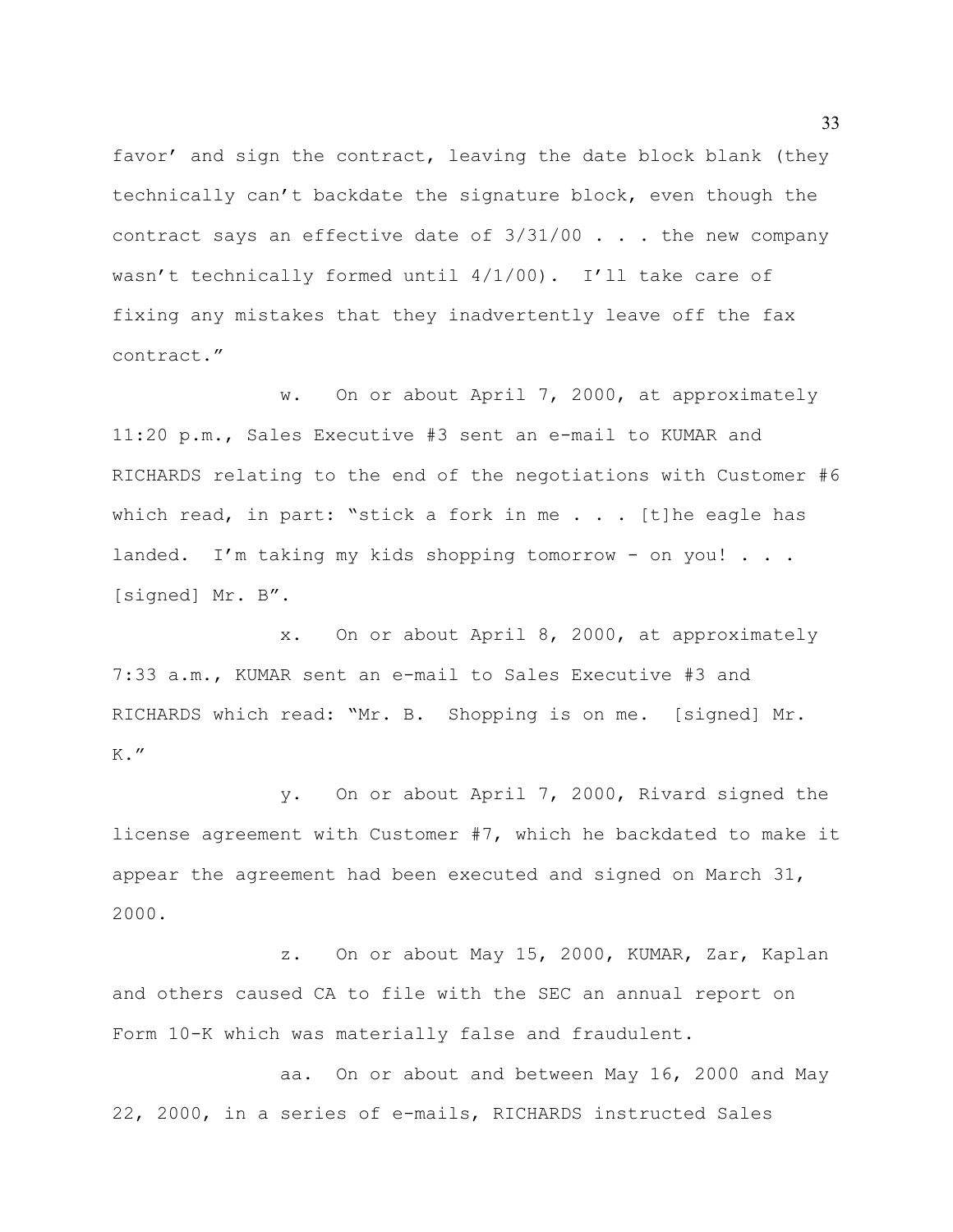favor' and sign the contract, leaving the date block blank (they technically can't backdate the signature block, even though the contract says an effective date of 3/31/00 . . . the new company wasn't technically formed until 4/1/00). I'll take care of fixing any mistakes that they inadvertently leave off the fax contract."

w. On or about April 7, 2000, at approximately 11:20 p.m., Sales Executive #3 sent an e-mail to KUMAR and RICHARDS relating to the end of the negotiations with Customer #6 which read, in part: "stick a fork in me . . . [t]he eagle has landed. I'm taking my kids shopping tomorrow - on you! . . . [signed] Mr. B".

x. On or about April 8, 2000, at approximately 7:33 a.m., KUMAR sent an e-mail to Sales Executive #3 and RICHARDS which read: "Mr. B. Shopping is on me. [signed] Mr. K."

y. On or about April 7, 2000, Rivard signed the license agreement with Customer #7, which he backdated to make it appear the agreement had been executed and signed on March 31, 2000.

z. On or about May 15, 2000, KUMAR, Zar, Kaplan and others caused CA to file with the SEC an annual report on Form 10-K which was materially false and fraudulent.

aa. On or about and between May 16, 2000 and May 22, 2000, in a series of e-mails, RICHARDS instructed Sales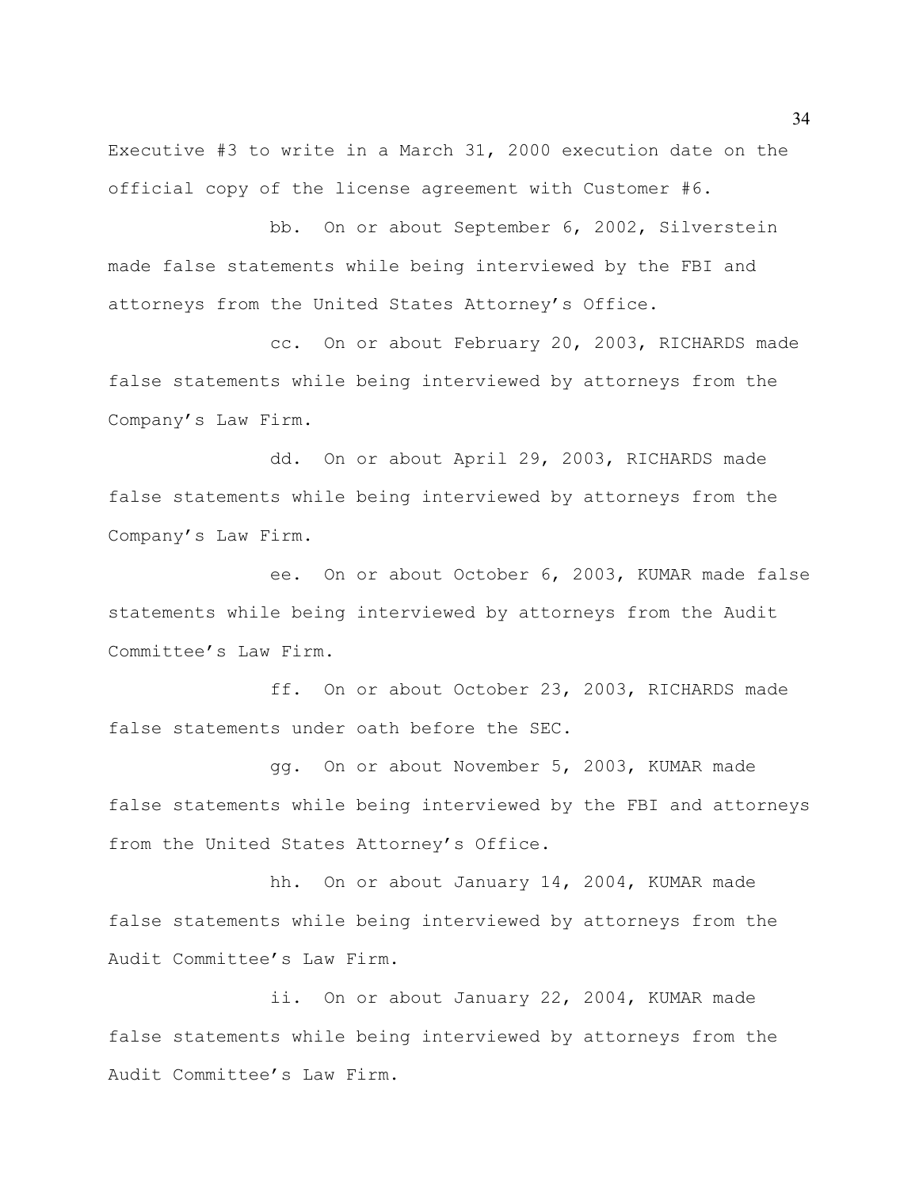Executive #3 to write in a March 31, 2000 execution date on the official copy of the license agreement with Customer #6.

bb. On or about September 6, 2002, Silverstein made false statements while being interviewed by the FBI and attorneys from the United States Attorney's Office.

cc. On or about February 20, 2003, RICHARDS made false statements while being interviewed by attorneys from the Company's Law Firm.

dd. On or about April 29, 2003, RICHARDS made false statements while being interviewed by attorneys from the Company's Law Firm.

ee. On or about October 6, 2003, KUMAR made false statements while being interviewed by attorneys from the Audit Committee's Law Firm.

ff. On or about October 23, 2003, RICHARDS made false statements under oath before the SEC.

gg. On or about November 5, 2003, KUMAR made false statements while being interviewed by the FBI and attorneys from the United States Attorney's Office.

hh. On or about January 14, 2004, KUMAR made false statements while being interviewed by attorneys from the Audit Committee's Law Firm.

ii. On or about January 22, 2004, KUMAR made false statements while being interviewed by attorneys from the Audit Committee's Law Firm.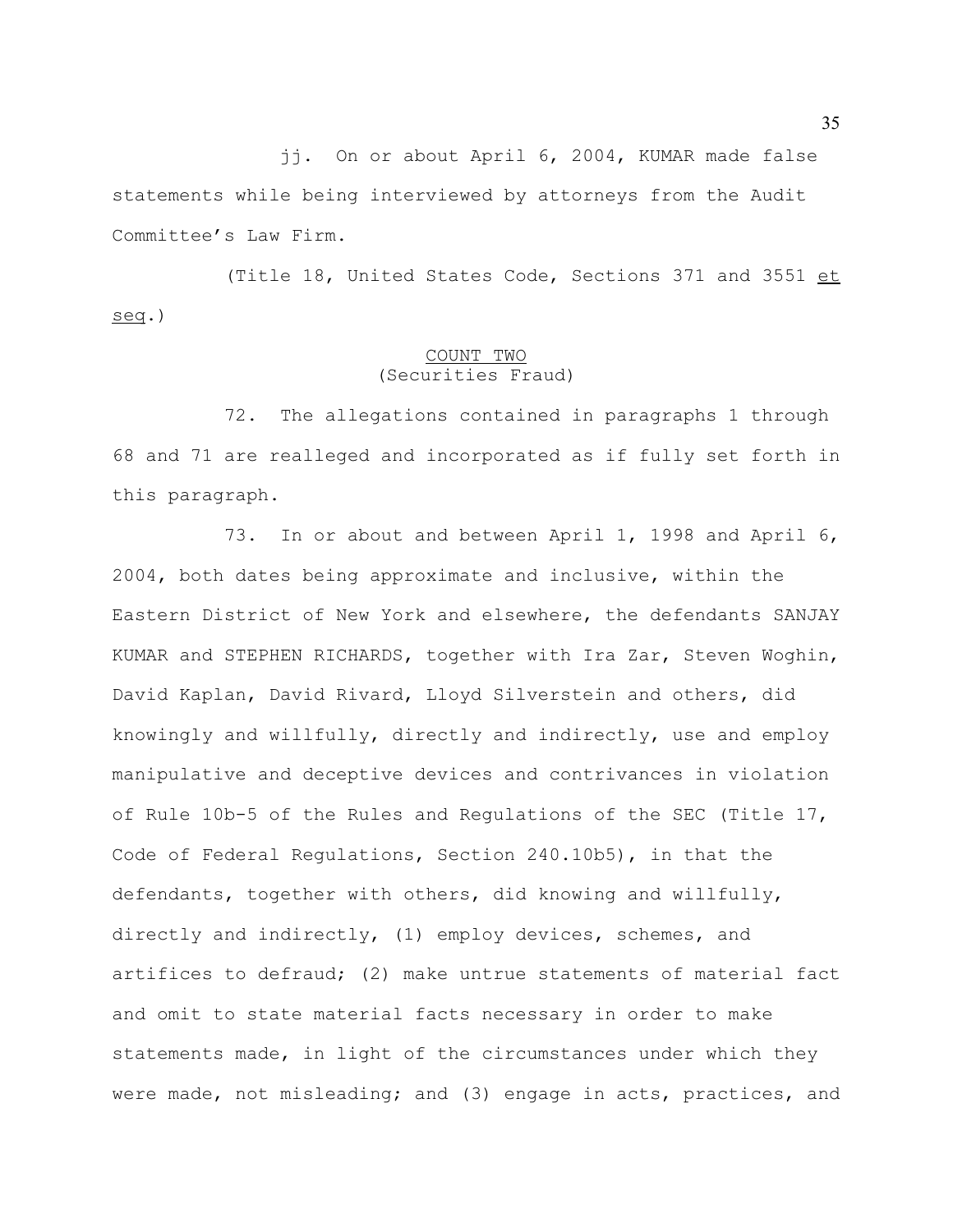jj. On or about April 6, 2004, KUMAR made false statements while being interviewed by attorneys from the Audit Committee's Law Firm.

(Title 18, United States Code, Sections 371 and 3551 et seq.)

## COUNT TWO
(Securities Fraud)

72. The allegations contained in paragraphs 1 through 68 and 71 are realleged and incorporated as if fully set forth in this paragraph.

73. In or about and between April 1, 1998 and April 6, 2004, both dates being approximate and inclusive, within the Eastern District of New York and elsewhere, the defendants SANJAY KUMAR and STEPHEN RICHARDS, together with Ira Zar, Steven Woghin, David Kaplan, David Rivard, Lloyd Silverstein and others, did knowingly and willfully, directly and indirectly, use and employ manipulative and deceptive devices and contrivances in violation of Rule 10b-5 of the Rules and Regulations of the SEC (Title 17, Code of Federal Regulations, Section 240.10b5), in that the defendants, together with others, did knowing and willfully, directly and indirectly, (1) employ devices, schemes, and artifices to defraud; (2) make untrue statements of material fact and omit to state material facts necessary in order to make statements made, in light of the circumstances under which they were made, not misleading; and (3) engage in acts, practices, and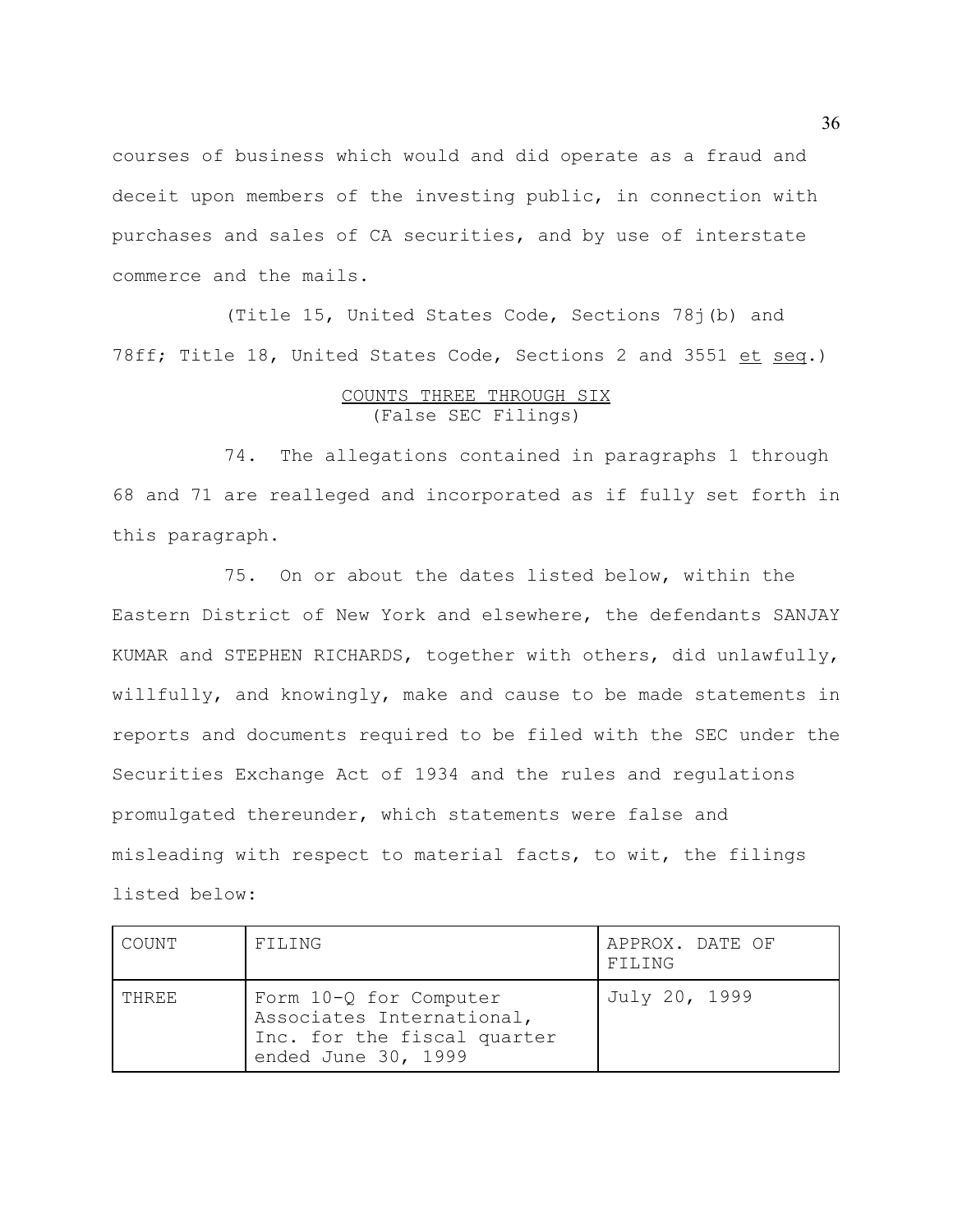courses of business which would and did operate as a fraud and deceit upon members of the investing public, in connection with purchases and sales of CA securities, and by use of interstate commerce and the mails.

(Title 15, United States Code, Sections 78j(b) and 78ff; Title 18, United States Code, Sections 2 and 3551 et seq.)

## COUNTS THREE THROUGH SIX
(False SEC Filings)

74. The allegations contained in paragraphs 1 through 68 and 71 are realleged and incorporated as if fully set forth in this paragraph.

75. On or about the dates listed below, within the Eastern District of New York and elsewhere, the defendants SANJAY KUMAR and STEPHEN RICHARDS, together with others, did unlawfully, willfully, and knowingly, make and cause to be made statements in reports and documents required to be filed with the SEC under the Securities Exchange Act of 1934 and the rules and regulations promulgated thereunder, which statements were false and misleading with respect to material facts, to wit, the filings listed below:

| COUNT | FILING | APPROX. DATE OF FILING |
|---|---|---|
| THREE | Form 10-Q for Computer Associates International, Inc. for the fiscal quarter ended June 30, 1999 | July 20, 1999 |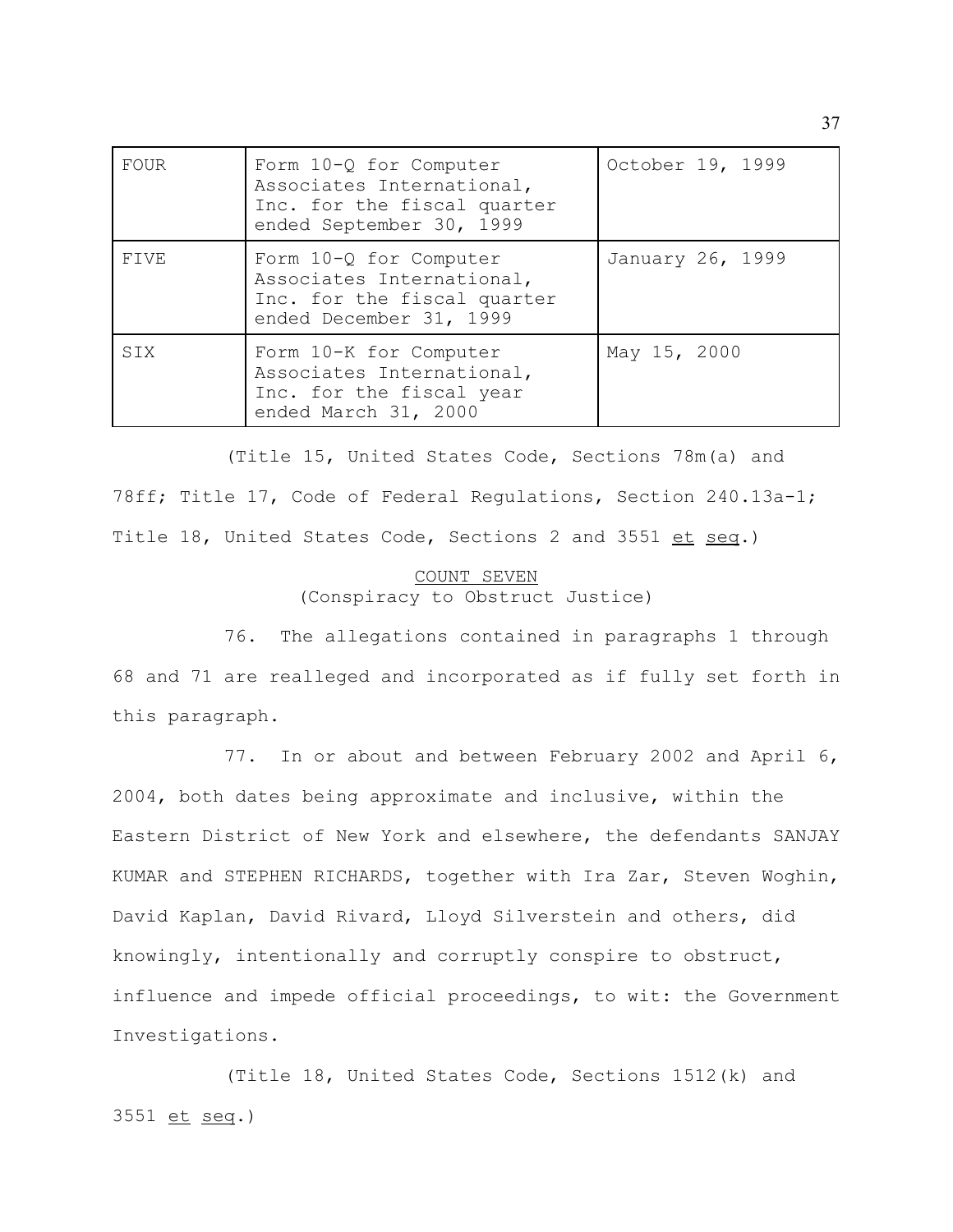| FOUR | Form 10-Q for Computer Associates International, Inc. for the fiscal quarter ended September 30, 1999 | October 19, 1999 |
|---|---|---|
| FIVE | Form 10-Q for Computer Associates International, Inc. for the fiscal quarter ended December 31, 1999 | January 26, 1999 |
| SIX | Form 10-K for Computer Associates International, Inc. for the fiscal year ended March 31, 2000 | May 15, 2000 |

(Title 15, United States Code, Sections 78m(a) and 78ff; Title 17, Code of Federal Regulations, Section 240.13a-1; Title 18, United States Code, Sections 2 and 3551 et seq.)

COUNT SEVEN
(Conspiracy to Obstruct Justice)

76. The allegations contained in paragraphs 1 through 68 and 71 are realleged and incorporated as if fully set forth in this paragraph.

77. In or about and between February 2002 and April 6, 2004, both dates being approximate and inclusive, within the Eastern District of New York and elsewhere, the defendants SANJAY KUMAR and STEPHEN RICHARDS, together with Ira Zar, Steven Woghin, David Kaplan, David Rivard, Lloyd Silverstein and others, did knowingly, intentionally and corruptly conspire to obstruct, influence and impede official proceedings, to wit: the Government Investigations.

(Title 18, United States Code, Sections 1512(k) and 3551 et seq.)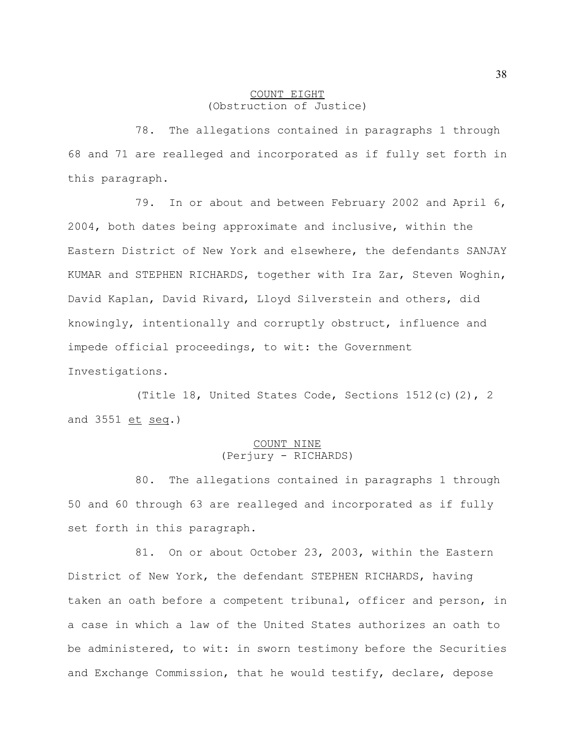<u>COUNT EIGHT</u>
(Obstruction of Justice)

78. The allegations contained in paragraphs 1 through 68 and 71 are realleged and incorporated as if fully set forth in this paragraph.

79. In or about and between February 2002 and April 6, 2004, both dates being approximate and inclusive, within the Eastern District of New York and elsewhere, the defendants SANJAY KUMAR and STEPHEN RICHARDS, together with Ira Zar, Steven Woghin, David Kaplan, David Rivard, Lloyd Silverstein and others, did knowingly, intentionally and corruptly obstruct, influence and impede official proceedings, to wit: the Government Investigations.

(Title 18, United States Code, Sections 1512(c)(2), 2 and 3551 <u>et</u> <u>seq</u>.)

<u>COUNT NINE</u>
(Perjury - RICHARDS)

80. The allegations contained in paragraphs 1 through 50 and 60 through 63 are realleged and incorporated as if fully set forth in this paragraph.

81. On or about October 23, 2003, within the Eastern District of New York, the defendant STEPHEN RICHARDS, having taken an oath before a competent tribunal, officer and person, in a case in which a law of the United States authorizes an oath to be administered, to wit: in sworn testimony before the Securities and Exchange Commission, that he would testify, declare, depose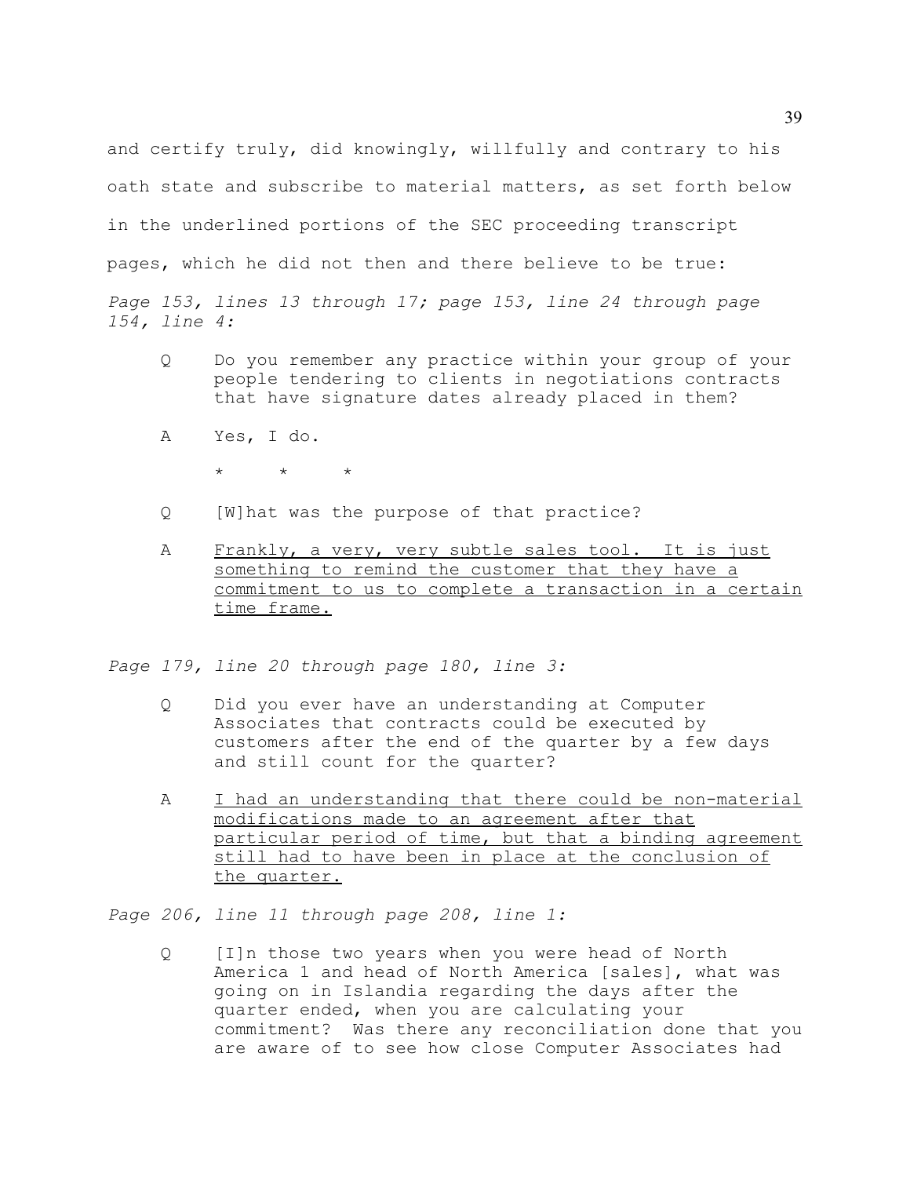and certify truly, did knowingly, willfully and contrary to his oath state and subscribe to material matters, as set forth below in the underlined portions of the SEC proceeding transcript pages, which he did not then and there believe to be true:

*Page 153, lines 13 through 17; page 153, line 24 through page 154, line 4:*

> Q Do you remember any practice within your group of your people tendering to clients in negotiations contracts that have signature dates already placed in them?
>
> A Yes, I do.
>
> \* \* \*
>
> Q [W]hat was the purpose of that practice?
>
> A <u>Frankly, a very, very subtle sales tool. It is just something to remind the customer that they have a commitment to us to complete a transaction in a certain time frame.</u>

*Page 179, line 20 through page 180, line 3:*

> Q Did you ever have an understanding at Computer Associates that contracts could be executed by customers after the end of the quarter by a few days and still count for the quarter?
>
> A <u>I had an understanding that there could be non-material modifications made to an agreement after that particular period of time, but that a binding agreement still had to have been in place at the conclusion of the quarter.</u>

*Page 206, line 11 through page 208, line 1:*

> Q [I]n those two years when you were head of North America 1 and head of North America [sales], what was going on in Islandia regarding the days after the quarter ended, when you are calculating your commitment? Was there any reconciliation done that you are aware of to see how close Computer Associates had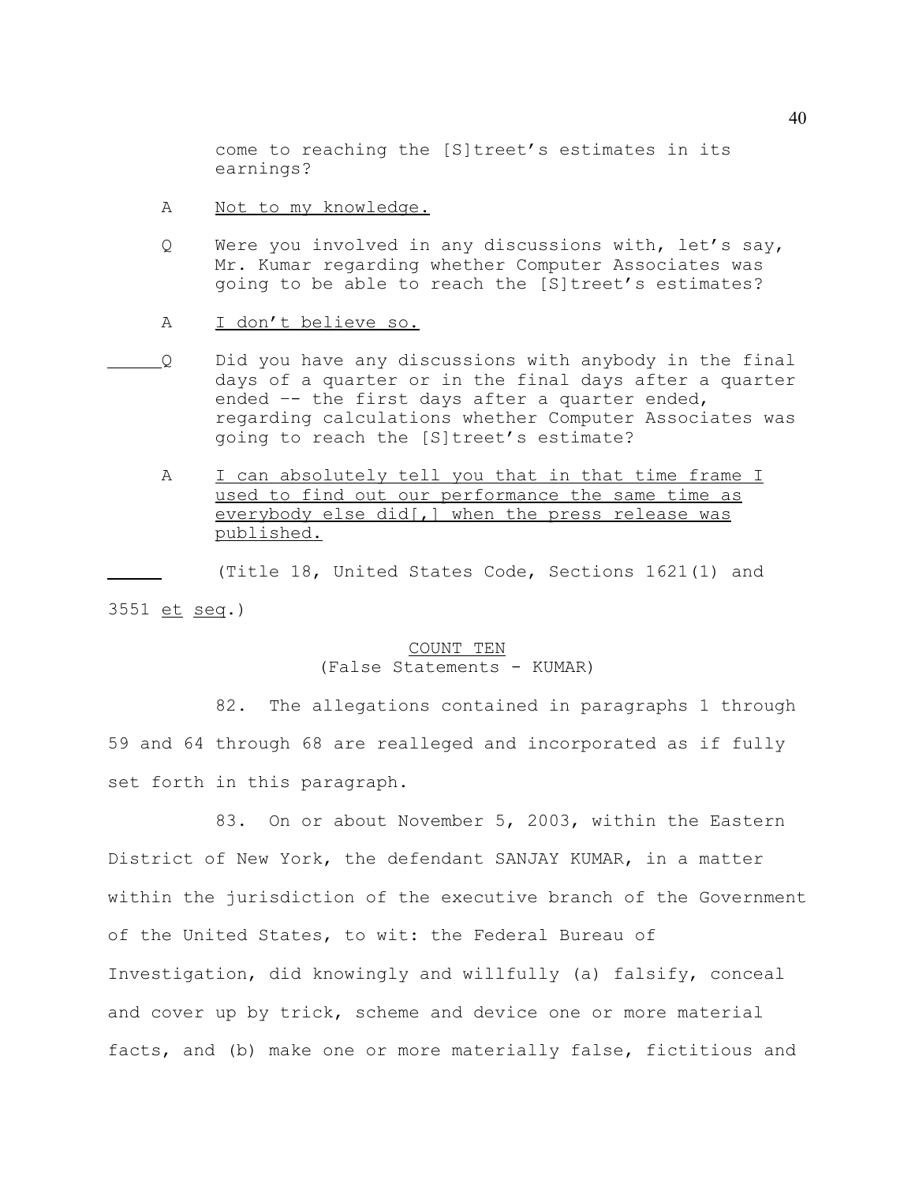come to reaching the [S]treet's estimates in its earnings?

A <u>Not to my knowledge.</u>

Q Were you involved in any discussions with, let's say, Mr. Kumar regarding whether Computer Associates was going to be able to reach the [S]treet's estimates?

A <u>I don't believe so.</u>

Q Did you have any discussions with anybody in the final days of a quarter or in the final days after a quarter ended –- the first days after a quarter ended, regarding calculations whether Computer Associates was going to reach the [S]treet's estimate?

A <u>I can absolutely tell you that in that time frame I used to find out our performance the same time as everybody else did[,] when the press release was published.</u>

(Title 18, United States Code, Sections 1621(1) and 3551 <u>et</u> <u>seq</u>.)

<u>COUNT TEN</u>
(False Statements - KUMAR)

82. The allegations contained in paragraphs 1 through 59 and 64 through 68 are realleged and incorporated as if fully set forth in this paragraph.

83. On or about November 5, 2003, within the Eastern District of New York, the defendant SANJAY KUMAR, in a matter within the jurisdiction of the executive branch of the Government of the United States, to wit: the Federal Bureau of Investigation, did knowingly and willfully (a) falsify, conceal and cover up by trick, scheme and device one or more material facts, and (b) make one or more materially false, fictitious and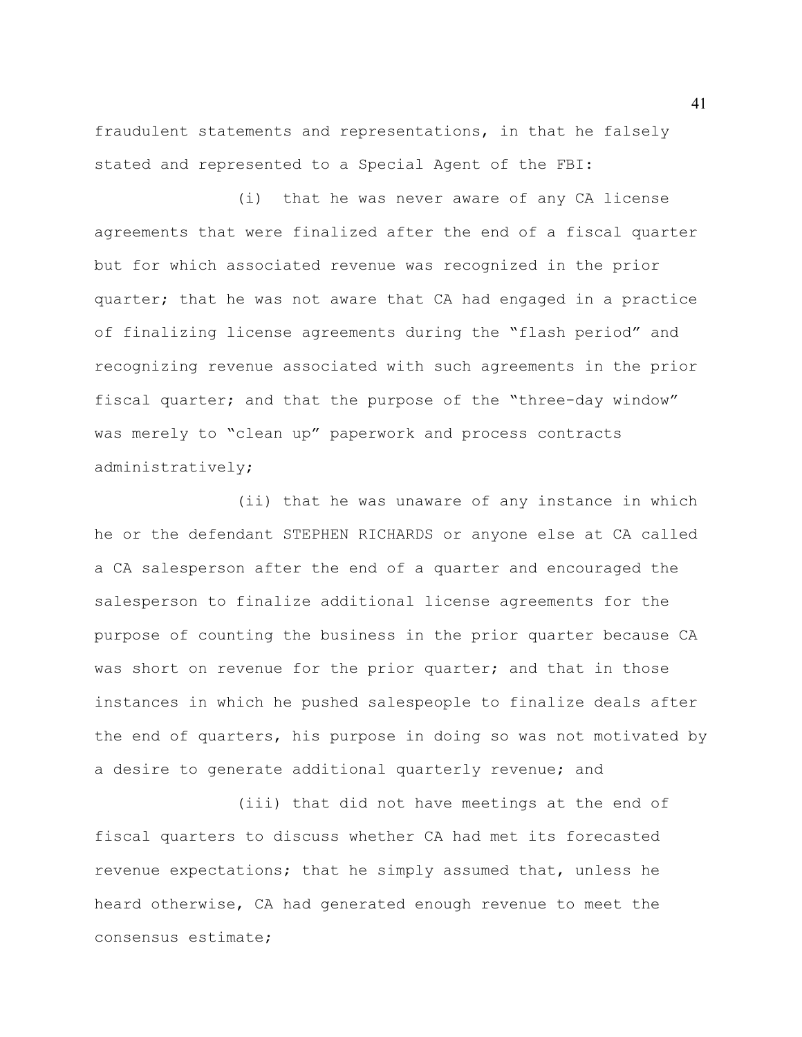fraudulent statements and representations, in that he falsely stated and represented to a Special Agent of the FBI:

(i) that he was never aware of any CA license agreements that were finalized after the end of a fiscal quarter but for which associated revenue was recognized in the prior quarter; that he was not aware that CA had engaged in a practice of finalizing license agreements during the "flash period" and recognizing revenue associated with such agreements in the prior fiscal quarter; and that the purpose of the "three-day window" was merely to "clean up" paperwork and process contracts administratively;

(ii) that he was unaware of any instance in which he or the defendant STEPHEN RICHARDS or anyone else at CA called a CA salesperson after the end of a quarter and encouraged the salesperson to finalize additional license agreements for the purpose of counting the business in the prior quarter because CA was short on revenue for the prior quarter; and that in those instances in which he pushed salespeople to finalize deals after the end of quarters, his purpose in doing so was not motivated by a desire to generate additional quarterly revenue; and

(iii) that did not have meetings at the end of fiscal quarters to discuss whether CA had met its forecasted revenue expectations; that he simply assumed that, unless he heard otherwise, CA had generated enough revenue to meet the consensus estimate;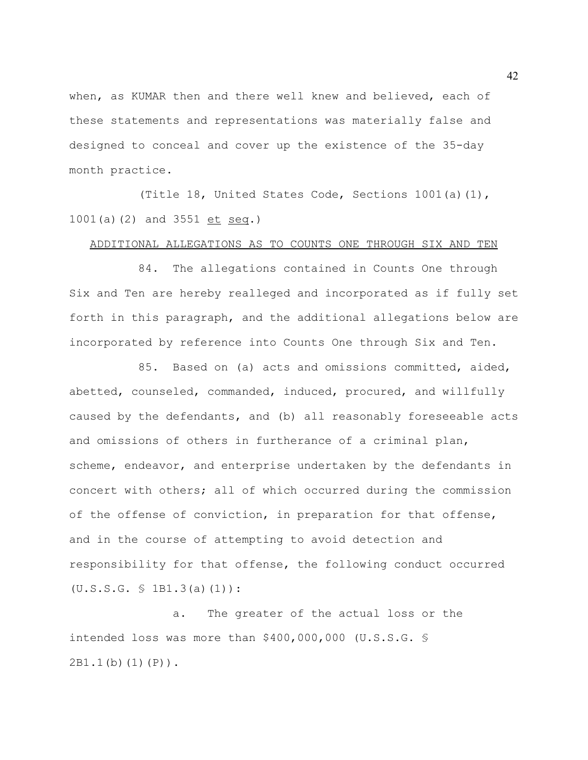when, as KUMAR then and there well knew and believed, each of these statements and representations was materially false and designed to conceal and cover up the existence of the 35-day month practice.

(Title 18, United States Code, Sections 1001(a)(1), 1001(a)(2) and 3551 *et seq*.)

ADDITIONAL ALLEGATIONS AS TO COUNTS ONE THROUGH SIX AND TEN

84. The allegations contained in Counts One through Six and Ten are hereby realleged and incorporated as if fully set forth in this paragraph, and the additional allegations below are incorporated by reference into Counts One through Six and Ten.

85. Based on (a) acts and omissions committed, aided, abetted, counseled, commanded, induced, procured, and willfully caused by the defendants, and (b) all reasonably foreseeable acts and omissions of others in furtherance of a criminal plan, scheme, endeavor, and enterprise undertaken by the defendants in concert with others; all of which occurred during the commission of the offense of conviction, in preparation for that offense, and in the course of attempting to avoid detection and responsibility for that offense, the following conduct occurred (U.S.S.G. § 1B1.3(a)(1)):

a. The greater of the actual loss or the intended loss was more than $400,000,000 (U.S.S.G. § 2B1.1(b)(1)(P)).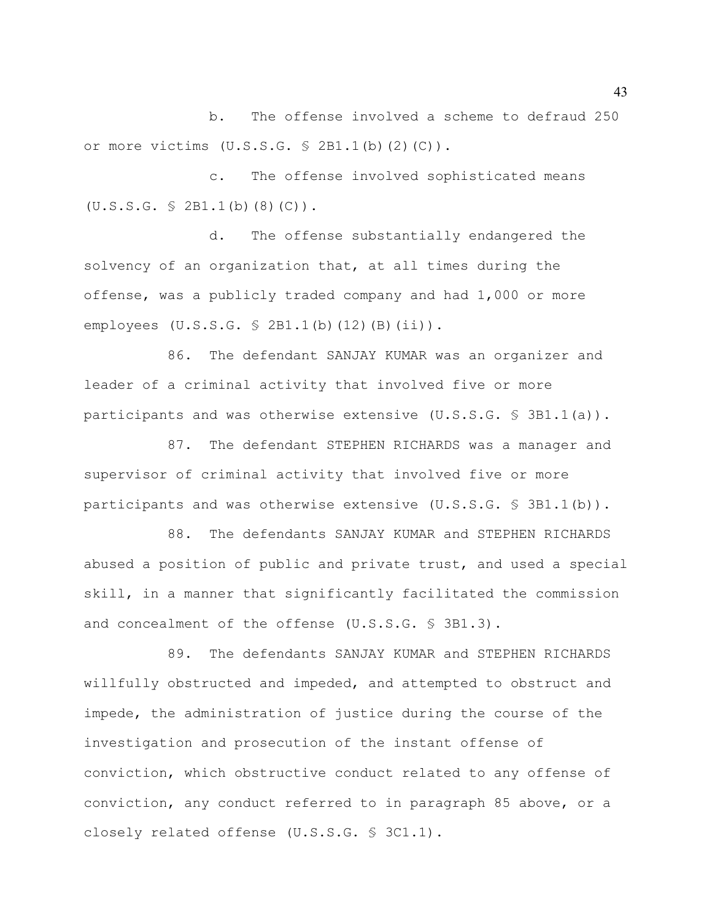b. The offense involved a scheme to defraud 250 or more victims (U.S.S.G. § 2B1.1(b)(2)(C)).

c. The offense involved sophisticated means (U.S.S.G. § 2B1.1(b)(8)(C)).

d. The offense substantially endangered the solvency of an organization that, at all times during the offense, was a publicly traded company and had 1,000 or more employees (U.S.S.G. § 2B1.1(b)(12)(B)(ii)).

86. The defendant SANJAY KUMAR was an organizer and leader of a criminal activity that involved five or more participants and was otherwise extensive (U.S.S.G. § 3B1.1(a)).

87. The defendant STEPHEN RICHARDS was a manager and supervisor of criminal activity that involved five or more participants and was otherwise extensive (U.S.S.G. § 3B1.1(b)).

88. The defendants SANJAY KUMAR and STEPHEN RICHARDS abused a position of public and private trust, and used a special skill, in a manner that significantly facilitated the commission and concealment of the offense (U.S.S.G. § 3B1.3).

89. The defendants SANJAY KUMAR and STEPHEN RICHARDS willfully obstructed and impeded, and attempted to obstruct and impede, the administration of justice during the course of the investigation and prosecution of the instant offense of conviction, which obstructive conduct related to any offense of conviction, any conduct referred to in paragraph 85 above, or a closely related offense (U.S.S.G. § 3C1.1).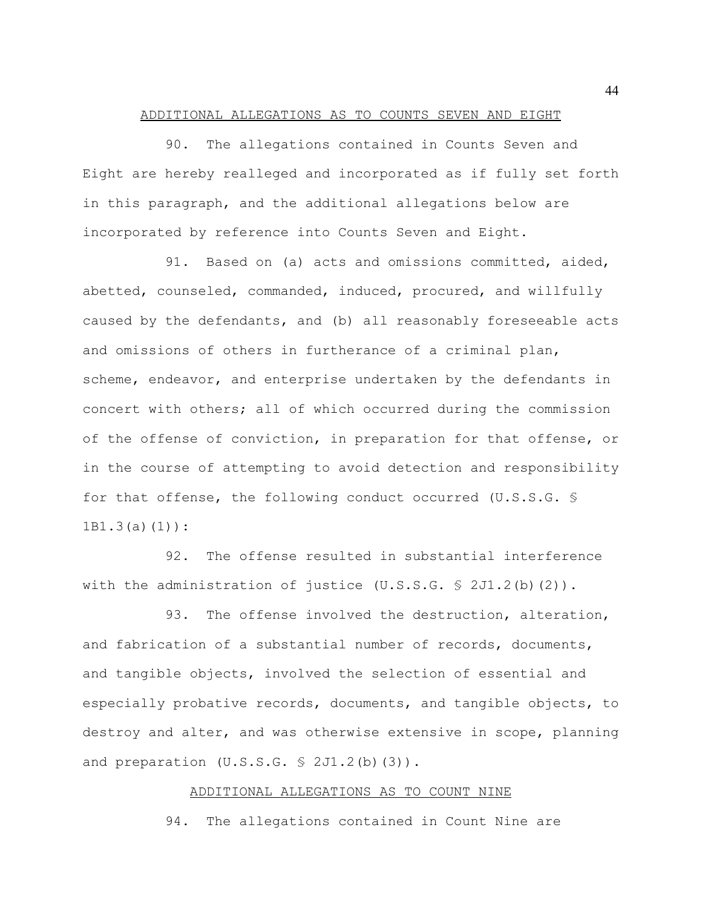## ADDITIONAL ALLEGATIONS AS TO COUNTS SEVEN AND EIGHT

90. The allegations contained in Counts Seven and Eight are hereby realleged and incorporated as if fully set forth in this paragraph, and the additional allegations below are incorporated by reference into Counts Seven and Eight.

91. Based on (a) acts and omissions committed, aided, abetted, counseled, commanded, induced, procured, and willfully caused by the defendants, and (b) all reasonably foreseeable acts and omissions of others in furtherance of a criminal plan, scheme, endeavor, and enterprise undertaken by the defendants in concert with others; all of which occurred during the commission of the offense of conviction, in preparation for that offense, or in the course of attempting to avoid detection and responsibility for that offense, the following conduct occurred (U.S.S.G. § 1B1.3(a)(1)):

92. The offense resulted in substantial interference with the administration of justice (U.S.S.G. § 2J1.2(b)(2)).

93. The offense involved the destruction, alteration, and fabrication of a substantial number of records, documents, and tangible objects, involved the selection of essential and especially probative records, documents, and tangible objects, to destroy and alter, and was otherwise extensive in scope, planning and preparation (U.S.S.G. § 2J1.2(b)(3)).

## ADDITIONAL ALLEGATIONS AS TO COUNT NINE

94. The allegations contained in Count Nine are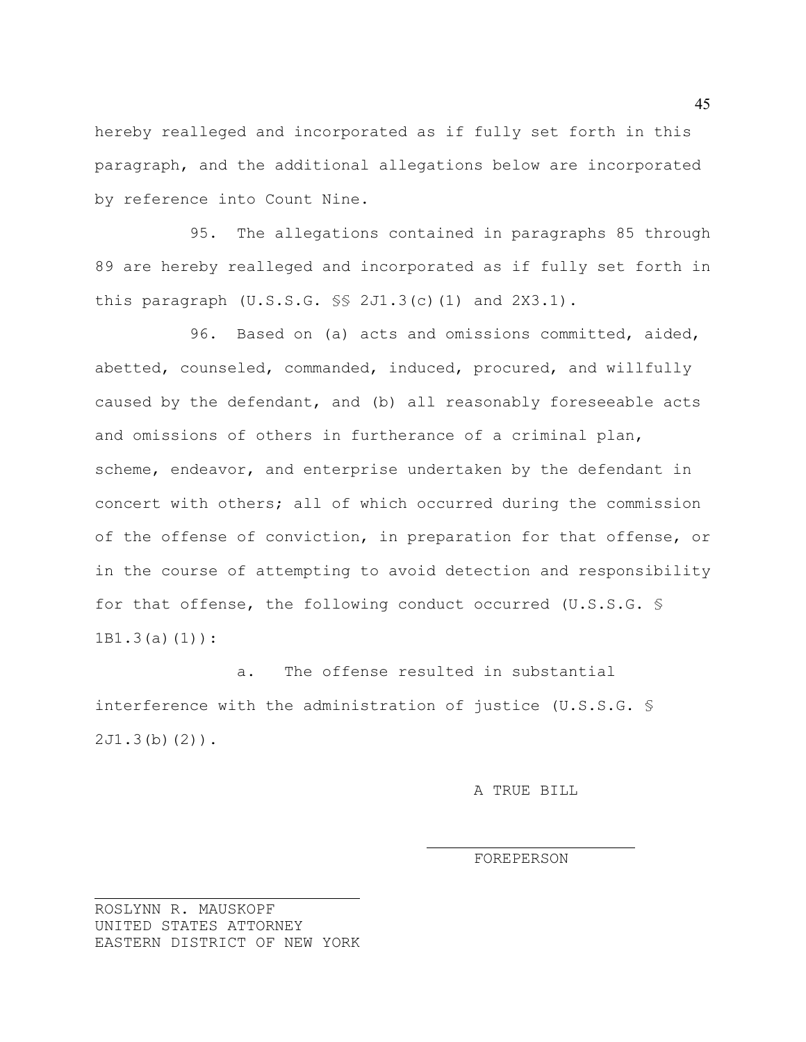hereby realleged and incorporated as if fully set forth in this paragraph, and the additional allegations below are incorporated by reference into Count Nine.

95. The allegations contained in paragraphs 85 through 89 are hereby realleged and incorporated as if fully set forth in this paragraph (U.S.S.G. §§ 2J1.3(c)(1) and 2X3.1).

96. Based on (a) acts and omissions committed, aided, abetted, counseled, commanded, induced, procured, and willfully caused by the defendant, and (b) all reasonably foreseeable acts and omissions of others in furtherance of a criminal plan, scheme, endeavor, and enterprise undertaken by the defendant in concert with others; all of which occurred during the commission of the offense of conviction, in preparation for that offense, or in the course of attempting to avoid detection and responsibility for that offense, the following conduct occurred (U.S.S.G. § 1B1.3(a)(1)):

a. The offense resulted in substantial interference with the administration of justice (U.S.S.G. § 2J1.3(b)(2)).

A TRUE BILL

\_\_\_\_\_\_\_\_\_\_\_\_\_\_\_\_\_\_\_\_\_\_\_\_
FOREPERSON

\_\_\_\_\_\_\_\_\_\_\_\_\_\_\_\_\_\_\_\_\_\_\_\_\_\_\_\_
ROSLYNN R. MAUSKOPF
UNITED STATES ATTORNEY
EASTERN DISTRICT OF NEW YORK